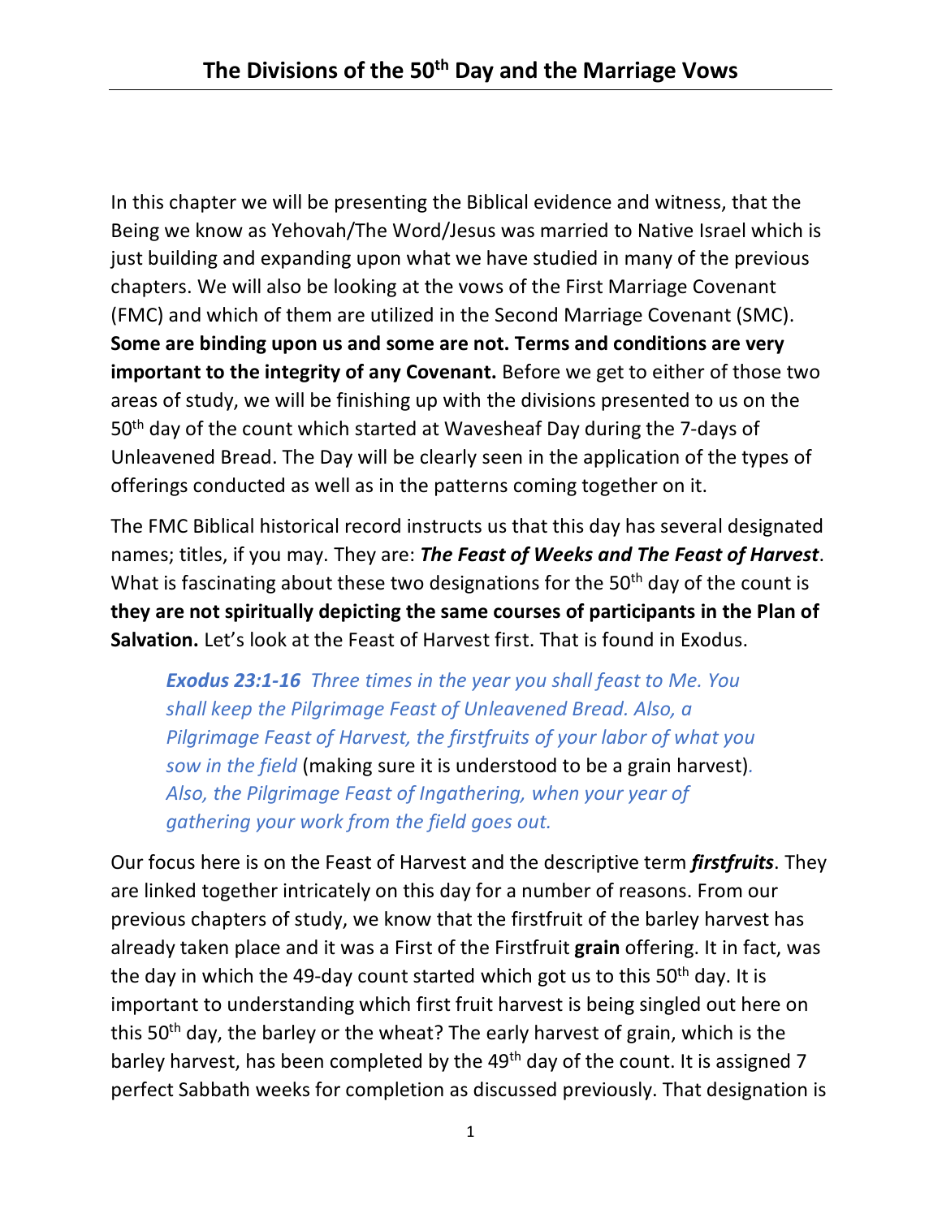# The Divisions of the 50th Day and the Marriage Vows

In this chapter we will be presenting the Biblical evidence and witness, that the Being we know as Yehovah/The Word/Jesus was married to Native Israel which is just building and expanding upon what we have studied in many of the previous chapters. We will also be looking at the vows of the First Marriage Covenant (FMC) and which of them are utilized in the Second Marriage Covenant (SMC). **Some are binding upon us and some are not. Terms and conditions are very important to the integrity of any Covenant.** Before we get to either of those two areas of study, we will be finishing up with the divisions presented to us on the 50th day of the count which started at Wavesheaf Day during the 7-days of Unleavened Bread. The Day will be clearly seen in the application of the types of offerings conducted as well as in the patterns coming together on it.

The FMC Biblical historical record instructs us that this day has several designated names; titles, if you may. They are: ***The Feast of Weeks and The Feast of Harvest***. What is fascinating about these two designations for the 50th day of the count is **they are not spiritually depicting the same courses of participants in the Plan of Salvation.** Let's look at the Feast of Harvest first. That is found in Exodus.

> ***Exodus 23:1-16*** *Three times in the year you shall feast to Me. You shall keep the Pilgrimage Feast of Unleavened Bread. Also, a Pilgrimage Feast of Harvest, the firstfruits of your labor of what you sow in the field* (making sure it is understood to be a grain harvest)*. Also, the Pilgrimage Feast of Ingathering, when your year of gathering your work from the field goes out.*

Our focus here is on the Feast of Harvest and the descriptive term ***firstfruits***. They are linked together intricately on this day for a number of reasons. From our previous chapters of study, we know that the firstfruit of the barley harvest has already taken place and it was a First of the Firstfruit **grain** offering. It in fact, was the day in which the 49-day count started which got us to this 50th day. It is important to understanding which first fruit harvest is being singled out here on this 50th day, the barley or the wheat? The early harvest of grain, which is the barley harvest, has been completed by the 49th day of the count. It is assigned 7 perfect Sabbath weeks for completion as discussed previously. That designation is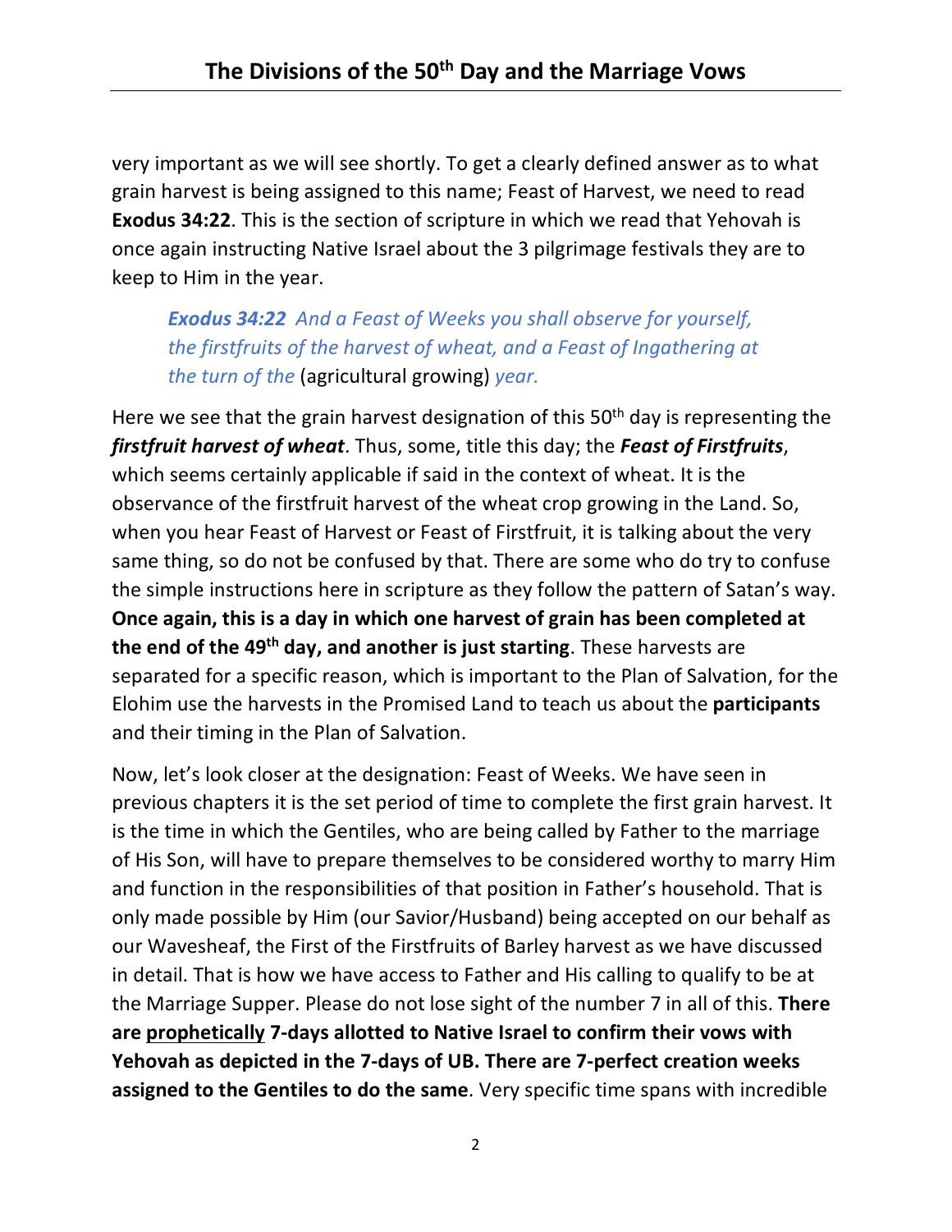very important as we will see shortly. To get a clearly defined answer as to what grain harvest is being assigned to this name; Feast of Harvest, we need to read **Exodus 34:22**. This is the section of scripture in which we read that Yehovah is once again instructing Native Israel about the 3 pilgrimage festivals they are to keep to Him in the year.

> ***Exodus 34:22*** *And a Feast of Weeks you shall observe for yourself, the firstfruits of the harvest of wheat, and a Feast of Ingathering at the turn of the* (agricultural growing) *year.*

Here we see that the grain harvest designation of this 50th day is representing the ***firstfruit harvest of wheat***. Thus, some, title this day; the ***Feast of Firstfruits***, which seems certainly applicable if said in the context of wheat. It is the observance of the firstfruit harvest of the wheat crop growing in the Land. So, when you hear Feast of Harvest or Feast of Firstfruit, it is talking about the very same thing, so do not be confused by that. There are some who do try to confuse the simple instructions here in scripture as they follow the pattern of Satan's way. **Once again, this is a day in which one harvest of grain has been completed at the end of the 49th day, and another is just starting**. These harvests are separated for a specific reason, which is important to the Plan of Salvation, for the Elohim use the harvests in the Promised Land to teach us about the **participants** and their timing in the Plan of Salvation.

Now, let's look closer at the designation: Feast of Weeks. We have seen in previous chapters it is the set period of time to complete the first grain harvest. It is the time in which the Gentiles, who are being called by Father to the marriage of His Son, will have to prepare themselves to be considered worthy to marry Him and function in the responsibilities of that position in Father's household. That is only made possible by Him (our Savior/Husband) being accepted on our behalf as our Wavesheaf, the First of the Firstfruits of Barley harvest as we have discussed in detail. That is how we have access to Father and His calling to qualify to be at the Marriage Supper. Please do not lose sight of the number 7 in all of this. **There are <u>prophetically</u> 7-days allotted to Native Israel to confirm their vows with Yehovah as depicted in the 7-days of UB. There are 7-perfect creation weeks assigned to the Gentiles to do the same**. Very specific time spans with incredible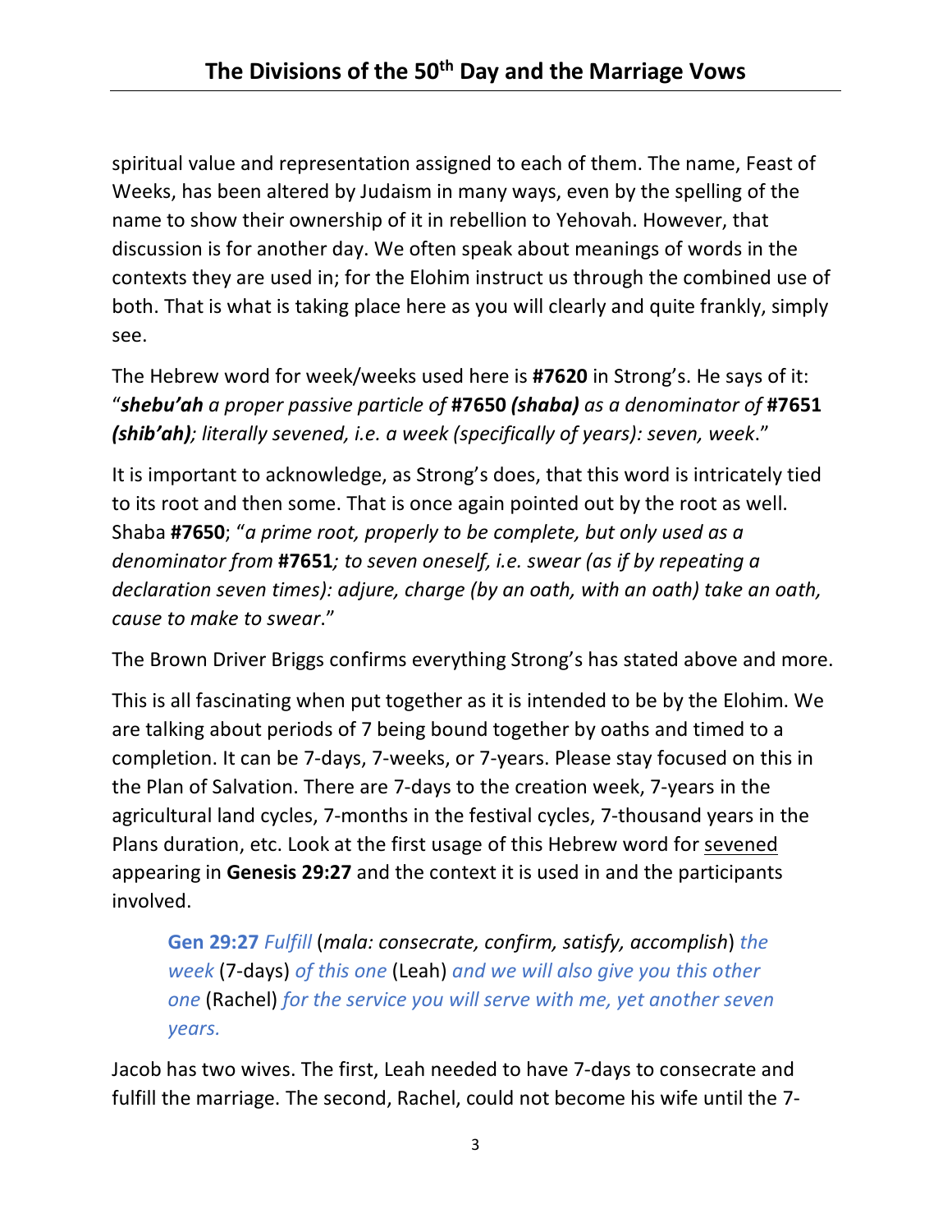spiritual value and representation assigned to each of them. The name, Feast of Weeks, has been altered by Judaism in many ways, even by the spelling of the name to show their ownership of it in rebellion to Yehovah. However, that discussion is for another day. We often speak about meanings of words in the contexts they are used in; for the Elohim instruct us through the combined use of both. That is what is taking place here as you will clearly and quite frankly, simply see.

The Hebrew word for week/weeks used here is **#7620** in Strong's. He says of it: "***shebu'ah*** *a proper passive particle of* **#7650** ***(shaba)*** *as a denominator of* **#7651** ***(shib'ah)****; literally sevened, i.e. a week (specifically of years): seven, week*."

It is important to acknowledge, as Strong's does, that this word is intricately tied to its root and then some. That is once again pointed out by the root as well. Shaba **#7650**; "*a prime root, properly to be complete, but only used as a denominator from* **#7651***; to seven oneself, i.e. swear (as if by repeating a declaration seven times): adjure, charge (by an oath, with an oath) take an oath, cause to make to swear*."

The Brown Driver Briggs confirms everything Strong's has stated above and more.

This is all fascinating when put together as it is intended to be by the Elohim. We are talking about periods of 7 being bound together by oaths and timed to a completion. It can be 7-days, 7-weeks, or 7-years. Please stay focused on this in the Plan of Salvation. There are 7-days to the creation week, 7-years in the agricultural land cycles, 7-months in the festival cycles, 7-thousand years in the Plans duration, etc. Look at the first usage of this Hebrew word for <u>sevened</u> appearing in **Genesis 29:27** and the context it is used in and the participants involved.

> **Gen 29:27** *Fulfill* (*mala: consecrate, confirm, satisfy, accomplish*) *the week* (7-days) *of this one* (Leah) *and we will also give you this other one* (Rachel) *for the service you will serve with me, yet another seven years.*

Jacob has two wives. The first, Leah needed to have 7-days to consecrate and fulfill the marriage. The second, Rachel, could not become his wife until the 7-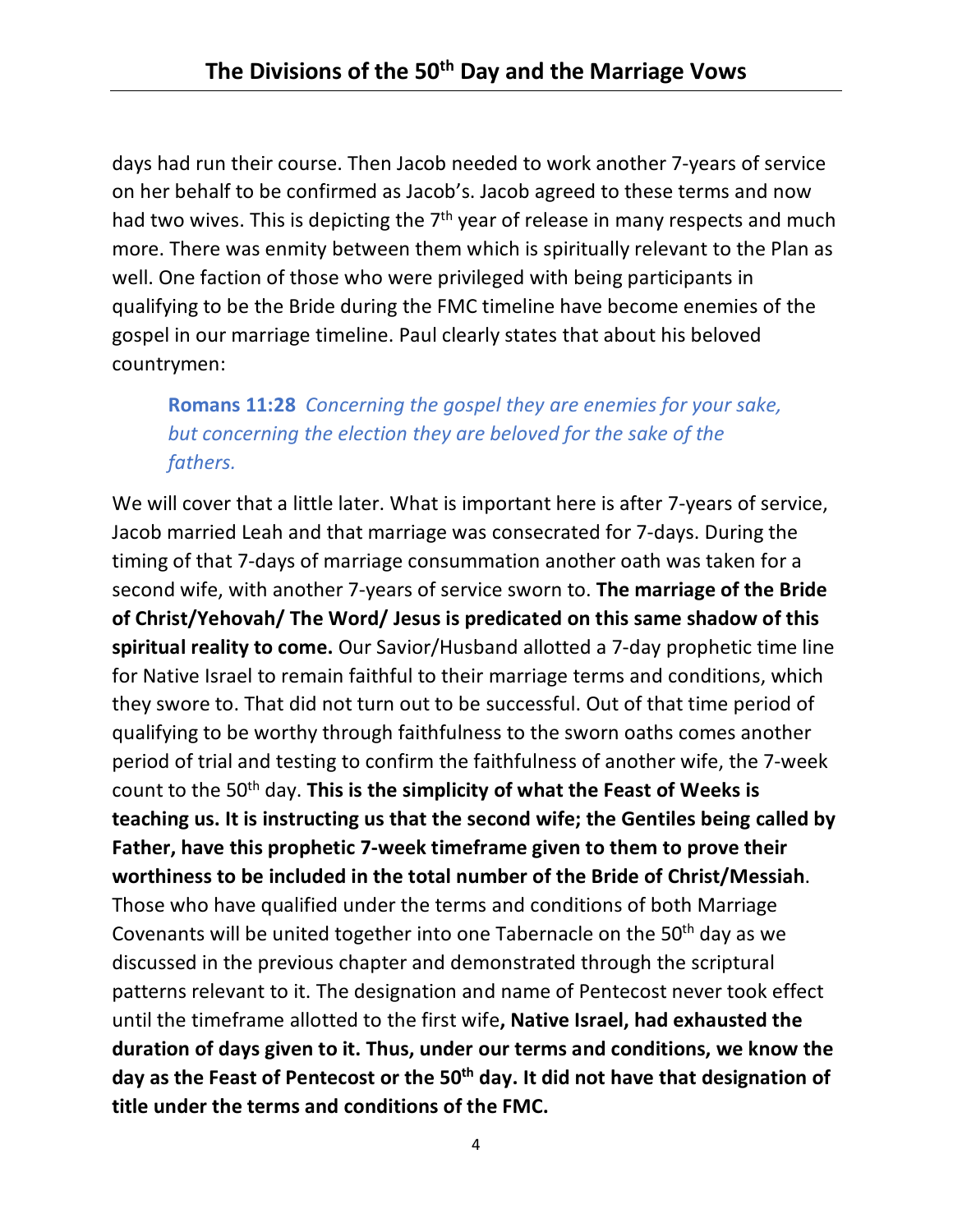days had run their course. Then Jacob needed to work another 7-years of service on her behalf to be confirmed as Jacob's. Jacob agreed to these terms and now had two wives. This is depicting the 7th year of release in many respects and much more. There was enmity between them which is spiritually relevant to the Plan as well. One faction of those who were privileged with being participants in qualifying to be the Bride during the FMC timeline have become enemies of the gospel in our marriage timeline. Paul clearly states that about his beloved countrymen:

> **Romans 11:28** *Concerning the gospel they are enemies for your sake, but concerning the election they are beloved for the sake of the fathers.*

We will cover that a little later. What is important here is after 7-years of service, Jacob married Leah and that marriage was consecrated for 7-days. During the timing of that 7-days of marriage consummation another oath was taken for a second wife, with another 7-years of service sworn to. **The marriage of the Bride of Christ/Yehovah/ The Word/ Jesus is predicated on this same shadow of this spiritual reality to come.** Our Savior/Husband allotted a 7-day prophetic time line for Native Israel to remain faithful to their marriage terms and conditions, which they swore to. That did not turn out to be successful. Out of that time period of qualifying to be worthy through faithfulness to the sworn oaths comes another period of trial and testing to confirm the faithfulness of another wife, the 7-week count to the 50th day. **This is the simplicity of what the Feast of Weeks is teaching us. It is instructing us that the second wife; the Gentiles being called by Father, have this prophetic 7-week timeframe given to them to prove their worthiness to be included in the total number of the Bride of Christ/Messiah**. Those who have qualified under the terms and conditions of both Marriage Covenants will be united together into one Tabernacle on the 50th day as we discussed in the previous chapter and demonstrated through the scriptural patterns relevant to it. The designation and name of Pentecost never took effect until the timeframe allotted to the first wife**, Native Israel, had exhausted the duration of days given to it. Thus, under our terms and conditions, we know the day as the Feast of Pentecost or the 50th day. It did not have that designation of title under the terms and conditions of the FMC.**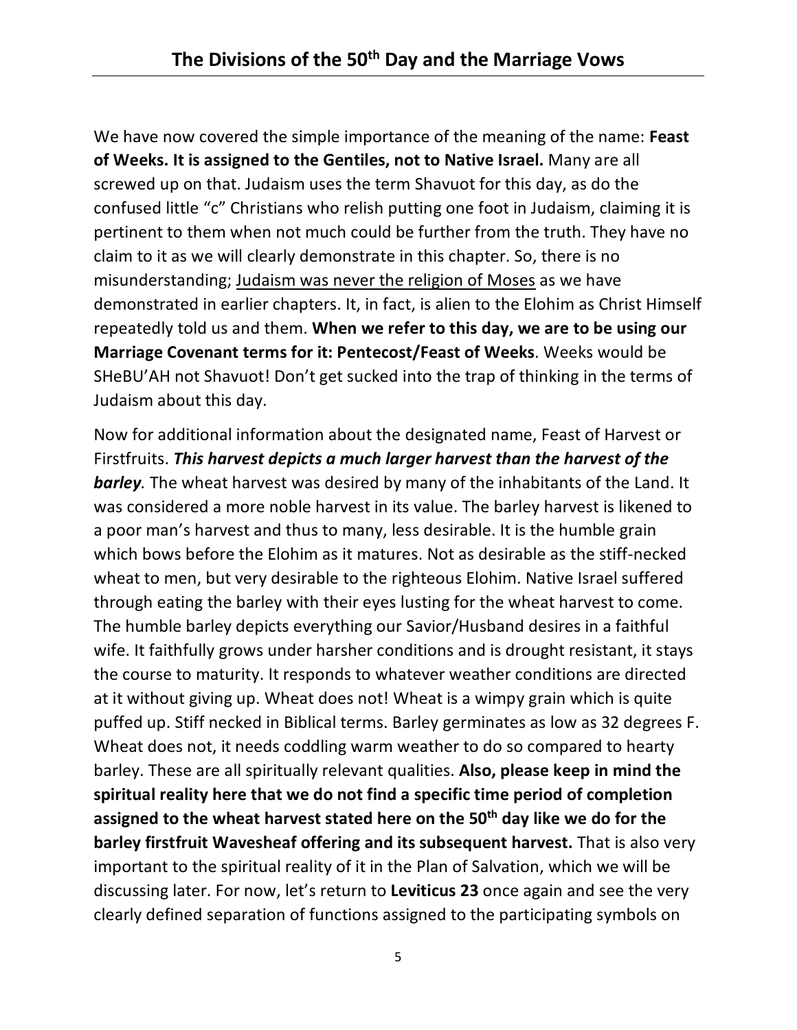## The Divisions of the 50$^{th}$ Day and the Marriage Vows

We have now covered the simple importance of the meaning of the name: **Feast of Weeks. It is assigned to the Gentiles, not to Native Israel.** Many are all screwed up on that. Judaism uses the term Shavuot for this day, as do the confused little "c" Christians who relish putting one foot in Judaism, claiming it is pertinent to them when not much could be further from the truth. They have no claim to it as we will clearly demonstrate in this chapter. So, there is no misunderstanding; <u>Judaism was never the religion of Moses</u> as we have demonstrated in earlier chapters. It, in fact, is alien to the Elohim as Christ Himself repeatedly told us and them. **When we refer to this day, we are to be using our Marriage Covenant terms for it: Pentecost/Feast of Weeks**. Weeks would be SHeBU'AH not Shavuot! Don't get sucked into the trap of thinking in the terms of Judaism about this day.

Now for additional information about the designated name, Feast of Harvest or Firstfruits. ***This harvest depicts a much larger harvest than the harvest of the barley.*** The wheat harvest was desired by many of the inhabitants of the Land. It was considered a more noble harvest in its value. The barley harvest is likened to a poor man's harvest and thus to many, less desirable. It is the humble grain which bows before the Elohim as it matures. Not as desirable as the stiff-necked wheat to men, but very desirable to the righteous Elohim. Native Israel suffered through eating the barley with their eyes lusting for the wheat harvest to come. The humble barley depicts everything our Savior/Husband desires in a faithful wife. It faithfully grows under harsher conditions and is drought resistant, it stays the course to maturity. It responds to whatever weather conditions are directed at it without giving up. Wheat does not! Wheat is a wimpy grain which is quite puffed up. Stiff necked in Biblical terms. Barley germinates as low as 32 degrees F. Wheat does not, it needs coddling warm weather to do so compared to hearty barley. These are all spiritually relevant qualities. **Also, please keep in mind the spiritual reality here that we do not find a specific time period of completion assigned to the wheat harvest stated here on the 50$^{th}$ day like we do for the barley firstfruit Wavesheaf offering and its subsequent harvest.** That is also very important to the spiritual reality of it in the Plan of Salvation, which we will be discussing later. For now, let's return to **Leviticus 23** once again and see the very clearly defined separation of functions assigned to the participating symbols on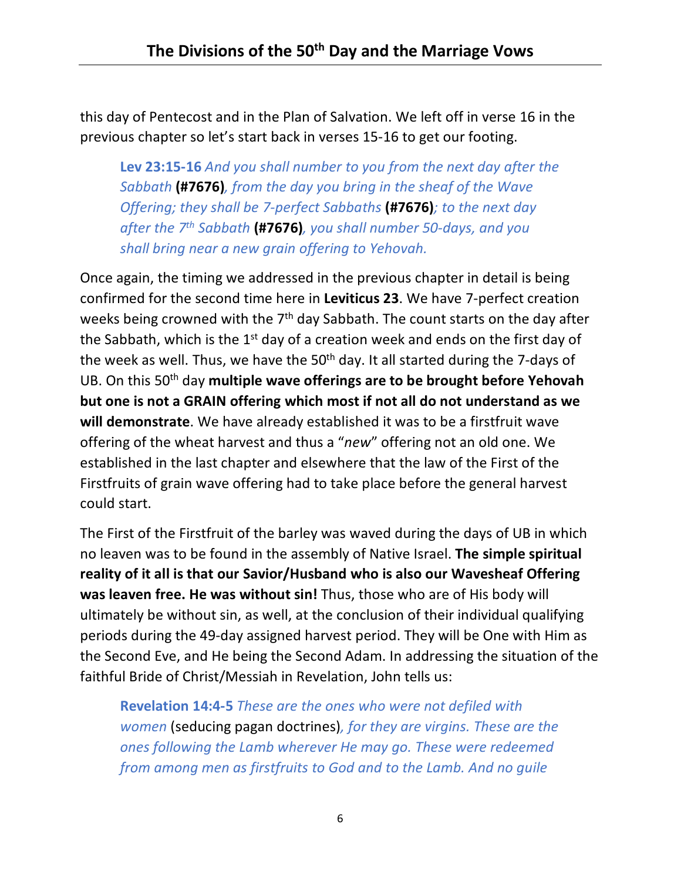this day of Pentecost and in the Plan of Salvation. We left off in verse 16 in the previous chapter so let's start back in verses 15-16 to get our footing.

> **Lev 23:15-16** *And you shall number to you from the next day after the Sabbath* **(#7676)***, from the day you bring in the sheaf of the Wave Offering; they shall be 7-perfect Sabbaths* **(#7676)***; to the next day after the 7th Sabbath* **(#7676)***, you shall number 50-days, and you shall bring near a new grain offering to Yehovah.*

Once again, the timing we addressed in the previous chapter in detail is being confirmed for the second time here in **Leviticus 23**. We have 7-perfect creation weeks being crowned with the 7th day Sabbath. The count starts on the day after the Sabbath, which is the 1st day of a creation week and ends on the first day of the week as well. Thus, we have the 50th day. It all started during the 7-days of UB. On this 50th day **multiple wave offerings are to be brought before Yehovah but one is not a GRAIN offering which most if not all do not understand as we will demonstrate**. We have already established it was to be a firstfruit wave offering of the wheat harvest and thus a "*new*" offering not an old one. We established in the last chapter and elsewhere that the law of the First of the Firstfruits of grain wave offering had to take place before the general harvest could start.

The First of the Firstfruit of the barley was waved during the days of UB in which no leaven was to be found in the assembly of Native Israel. **The simple spiritual reality of it all is that our Savior/Husband who is also our Wavesheaf Offering was leaven free. He was without sin!** Thus, those who are of His body will ultimately be without sin, as well, at the conclusion of their individual qualifying periods during the 49-day assigned harvest period. They will be One with Him as the Second Eve, and He being the Second Adam. In addressing the situation of the faithful Bride of Christ/Messiah in Revelation, John tells us:

> **Revelation 14:4-5** *These are the ones who were not defiled with women* (seducing pagan doctrines)*, for they are virgins. These are the ones following the Lamb wherever He may go. These were redeemed from among men as firstfruits to God and to the Lamb. And no guile*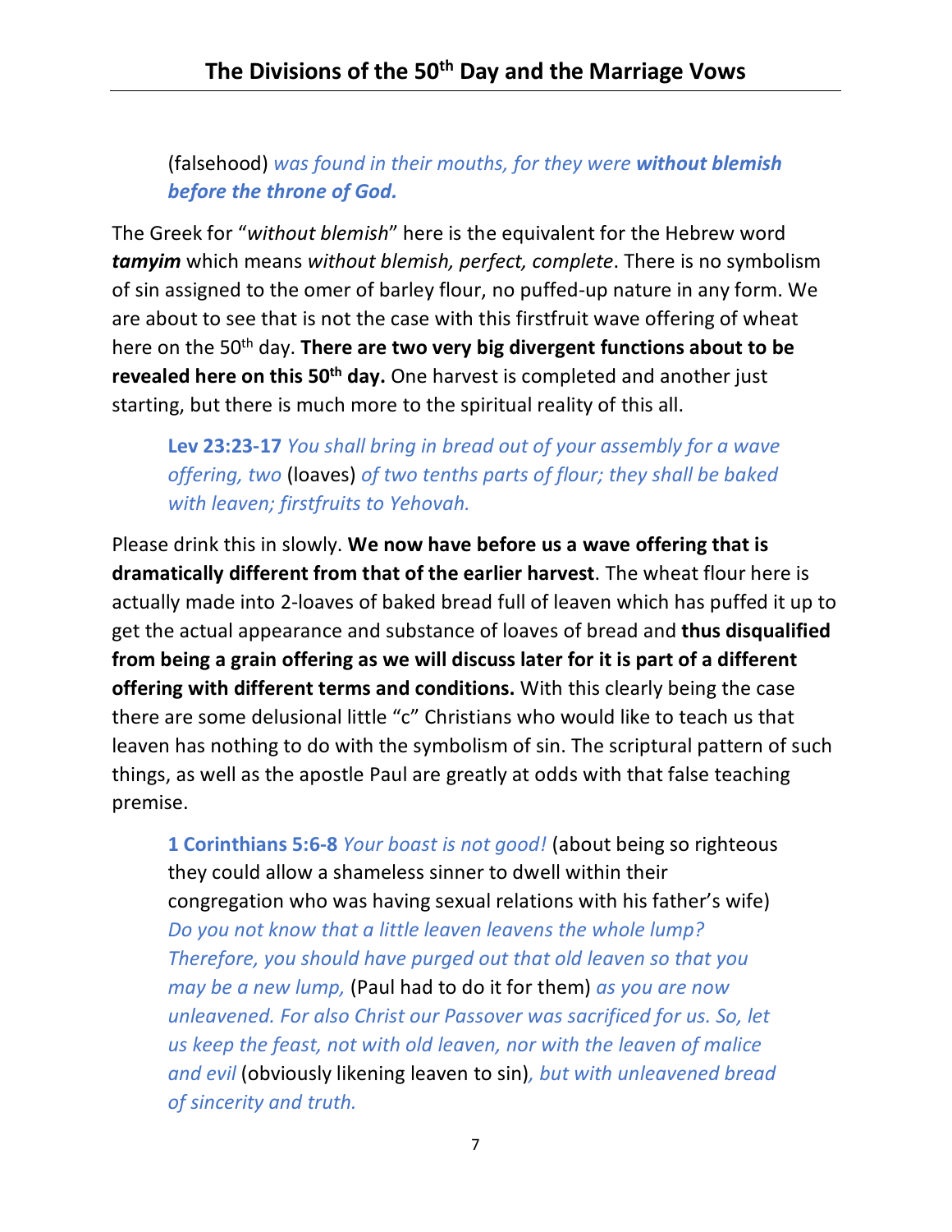(falsehood) *was found in their mouths, for they were* ***without blemish before the throne of God.***

The Greek for "*without blemish*" here is the equivalent for the Hebrew word ***tamyim*** which means *without blemish, perfect, complete*. There is no symbolism of sin assigned to the omer of barley flour, no puffed-up nature in any form. We are about to see that is not the case with this firstfruit wave offering of wheat here on the 50th day. **There are two very big divergent functions about to be revealed here on this 50th day.** One harvest is completed and another just starting, but there is much more to the spiritual reality of this all.

> **Lev 23:23-17** *You shall bring in bread out of your assembly for a wave offering, two* (loaves) *of two tenths parts of flour; they shall be baked with leaven; firstfruits to Yehovah.*

Please drink this in slowly. **We now have before us a wave offering that is dramatically different from that of the earlier harvest**. The wheat flour here is actually made into 2-loaves of baked bread full of leaven which has puffed it up to get the actual appearance and substance of loaves of bread and **thus disqualified from being a grain offering as we will discuss later for it is part of a different offering with different terms and conditions.** With this clearly being the case there are some delusional little "c" Christians who would like to teach us that leaven has nothing to do with the symbolism of sin. The scriptural pattern of such things, as well as the apostle Paul are greatly at odds with that false teaching premise.

> **1 Corinthians 5:6-8** *Your boast is not good!* (about being so righteous they could allow a shameless sinner to dwell within their congregation who was having sexual relations with his father's wife) *Do you not know that a little leaven leavens the whole lump? Therefore, you should have purged out that old leaven so that you may be a new lump,* (Paul had to do it for them) *as you are now unleavened. For also Christ our Passover was sacrificed for us. So, let us keep the feast, not with old leaven, nor with the leaven of malice and evil* (obviously likening leaven to sin)*, but with unleavened bread of sincerity and truth.*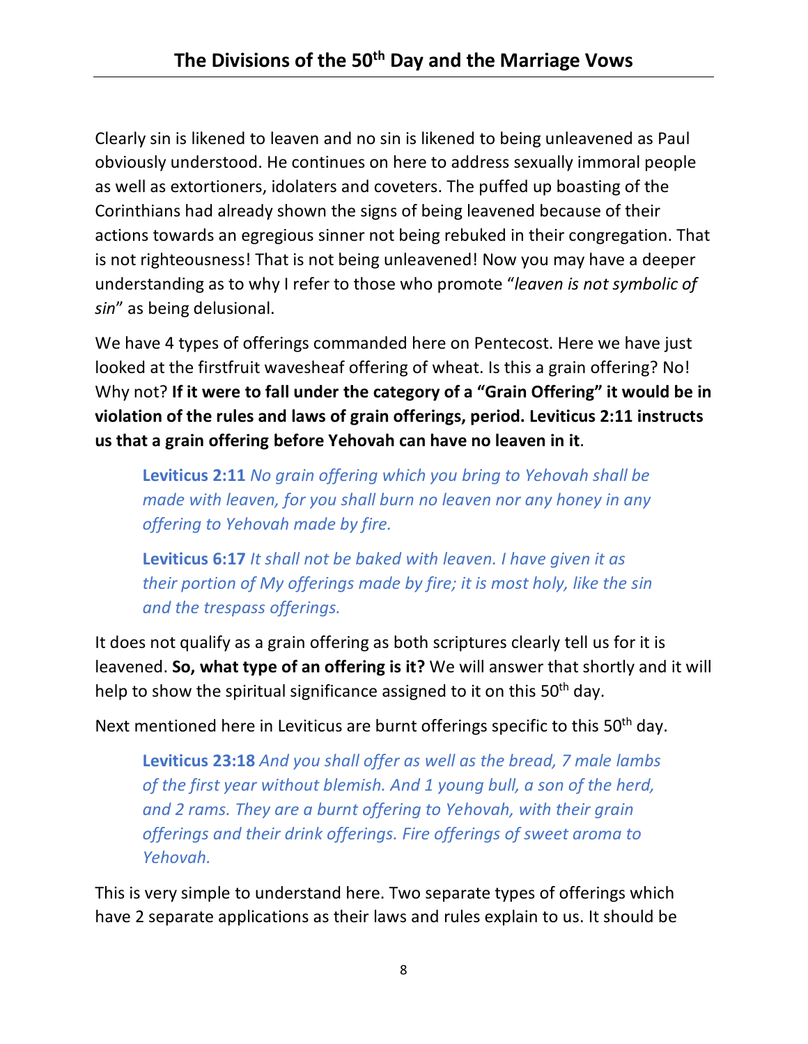Clearly sin is likened to leaven and no sin is likened to being unleavened as Paul obviously understood. He continues on here to address sexually immoral people as well as extortioners, idolaters and coveters. The puffed up boasting of the Corinthians had already shown the signs of being leavened because of their actions towards an egregious sinner not being rebuked in their congregation. That is not righteousness! That is not being unleavened! Now you may have a deeper understanding as to why I refer to those who promote "*leaven is not symbolic of sin*" as being delusional.

We have 4 types of offerings commanded here on Pentecost. Here we have just looked at the firstfruit wavesheaf offering of wheat. Is this a grain offering? No! Why not? **If it were to fall under the category of a "Grain Offering" it would be in violation of the rules and laws of grain offerings, period. Leviticus 2:11 instructs us that a grain offering before Yehovah can have no leaven in it**.

> **Leviticus 2:11** *No grain offering which you bring to Yehovah shall be made with leaven, for you shall burn no leaven nor any honey in any offering to Yehovah made by fire.*
>
> **Leviticus 6:17** *It shall not be baked with leaven. I have given it as their portion of My offerings made by fire; it is most holy, like the sin and the trespass offerings.*

It does not qualify as a grain offering as both scriptures clearly tell us for it is leavened. **So, what type of an offering is it?** We will answer that shortly and it will help to show the spiritual significance assigned to it on this 50th day.

Next mentioned here in Leviticus are burnt offerings specific to this 50th day.

> **Leviticus 23:18** *And you shall offer as well as the bread, 7 male lambs of the first year without blemish. And 1 young bull, a son of the herd, and 2 rams. They are a burnt offering to Yehovah, with their grain offerings and their drink offerings. Fire offerings of sweet aroma to Yehovah.*

This is very simple to understand here. Two separate types of offerings which have 2 separate applications as their laws and rules explain to us. It should be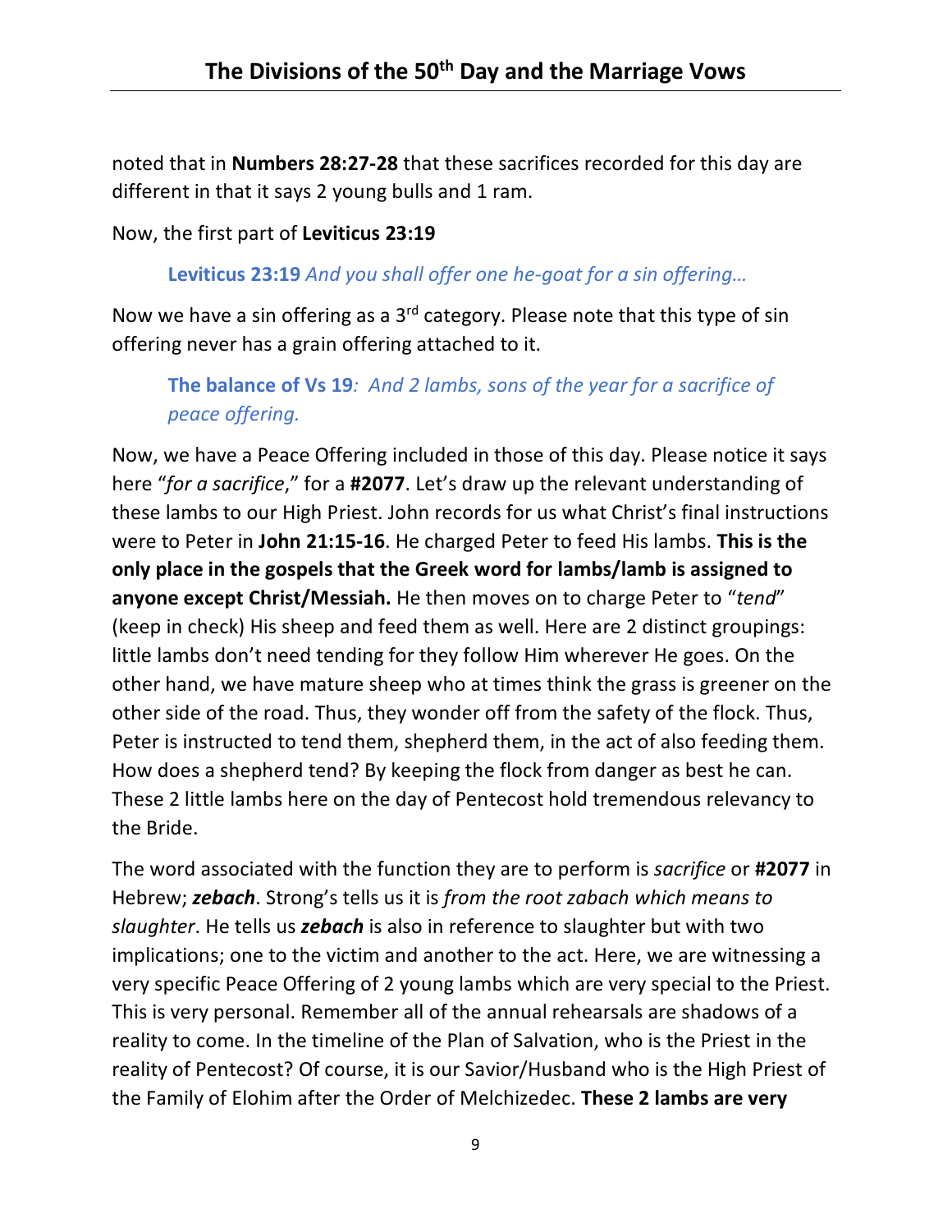noted that in **Numbers 28:27-28** that these sacrifices recorded for this day are different in that it says 2 young bulls and 1 ram.

Now, the first part of **Leviticus 23:19**

> **Leviticus 23:19** *And you shall offer one he-goat for a sin offering…*

Now we have a sin offering as a 3rd category. Please note that this type of sin offering never has a grain offering attached to it.

> **The balance of Vs 19***: And 2 lambs, sons of the year for a sacrifice of peace offering.*

Now, we have a Peace Offering included in those of this day. Please notice it says here "*for a sacrifice*," for a **#2077**. Let's draw up the relevant understanding of these lambs to our High Priest. John records for us what Christ's final instructions were to Peter in **John 21:15-16**. He charged Peter to feed His lambs. **This is the only place in the gospels that the Greek word for lambs/lamb is assigned to anyone except Christ/Messiah.** He then moves on to charge Peter to "*tend*" (keep in check) His sheep and feed them as well. Here are 2 distinct groupings: little lambs don't need tending for they follow Him wherever He goes. On the other hand, we have mature sheep who at times think the grass is greener on the other side of the road. Thus, they wonder off from the safety of the flock. Thus, Peter is instructed to tend them, shepherd them, in the act of also feeding them. How does a shepherd tend? By keeping the flock from danger as best he can. These 2 little lambs here on the day of Pentecost hold tremendous relevancy to the Bride.

The word associated with the function they are to perform is *sacrifice* or **#2077** in Hebrew; ***zebach***. Strong's tells us it is *from the root zabach which means to slaughter*. He tells us ***zebach*** is also in reference to slaughter but with two implications; one to the victim and another to the act. Here, we are witnessing a very specific Peace Offering of 2 young lambs which are very special to the Priest. This is very personal. Remember all of the annual rehearsals are shadows of a reality to come. In the timeline of the Plan of Salvation, who is the Priest in the reality of Pentecost? Of course, it is our Savior/Husband who is the High Priest of the Family of Elohim after the Order of Melchizedec. **These 2 lambs are very**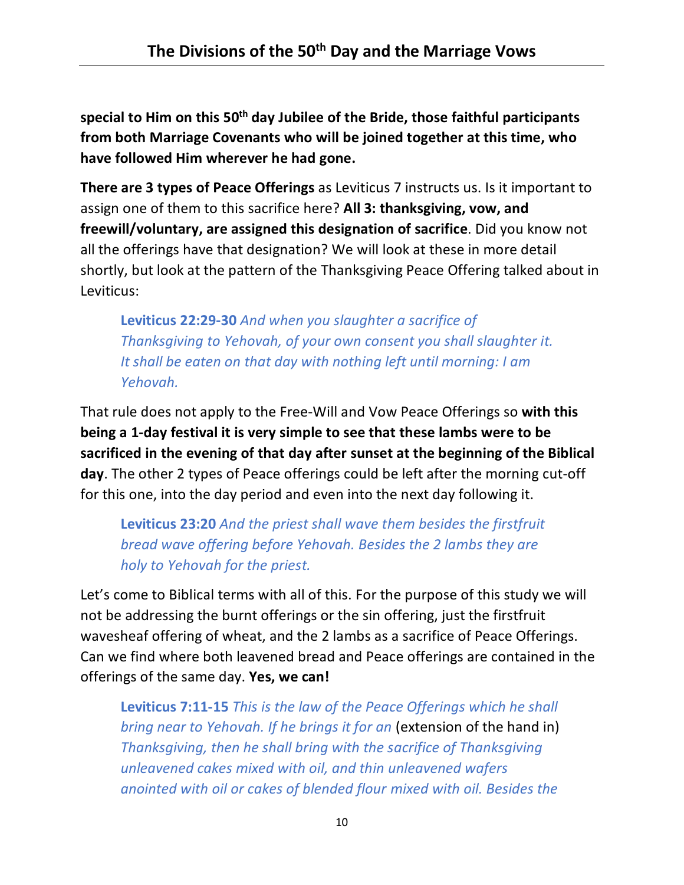**special to Him on this 50th day Jubilee of the Bride, those faithful participants from both Marriage Covenants who will be joined together at this time, who have followed Him wherever he had gone.**

**There are 3 types of Peace Offerings** as Leviticus 7 instructs us. Is it important to assign one of them to this sacrifice here? **All 3: thanksgiving, vow, and freewill/voluntary, are assigned this designation of sacrifice**. Did you know not all the offerings have that designation? We will look at these in more detail shortly, but look at the pattern of the Thanksgiving Peace Offering talked about in Leviticus:

> **Leviticus 22:29-30** *And when you slaughter a sacrifice of Thanksgiving to Yehovah, of your own consent you shall slaughter it. It shall be eaten on that day with nothing left until morning: I am Yehovah.*

That rule does not apply to the Free-Will and Vow Peace Offerings so **with this being a 1-day festival it is very simple to see that these lambs were to be sacrificed in the evening of that day after sunset at the beginning of the Biblical day**. The other 2 types of Peace offerings could be left after the morning cut-off for this one, into the day period and even into the next day following it.

> **Leviticus 23:20** *And the priest shall wave them besides the firstfruit bread wave offering before Yehovah. Besides the 2 lambs they are holy to Yehovah for the priest.*

Let's come to Biblical terms with all of this. For the purpose of this study we will not be addressing the burnt offerings or the sin offering, just the firstfruit wavesheaf offering of wheat, and the 2 lambs as a sacrifice of Peace Offerings. Can we find where both leavened bread and Peace offerings are contained in the offerings of the same day. **Yes, we can!**

> **Leviticus 7:11-15** *This is the law of the Peace Offerings which he shall bring near to Yehovah. If he brings it for an* (extension of the hand in) *Thanksgiving, then he shall bring with the sacrifice of Thanksgiving unleavened cakes mixed with oil, and thin unleavened wafers anointed with oil or cakes of blended flour mixed with oil. Besides the*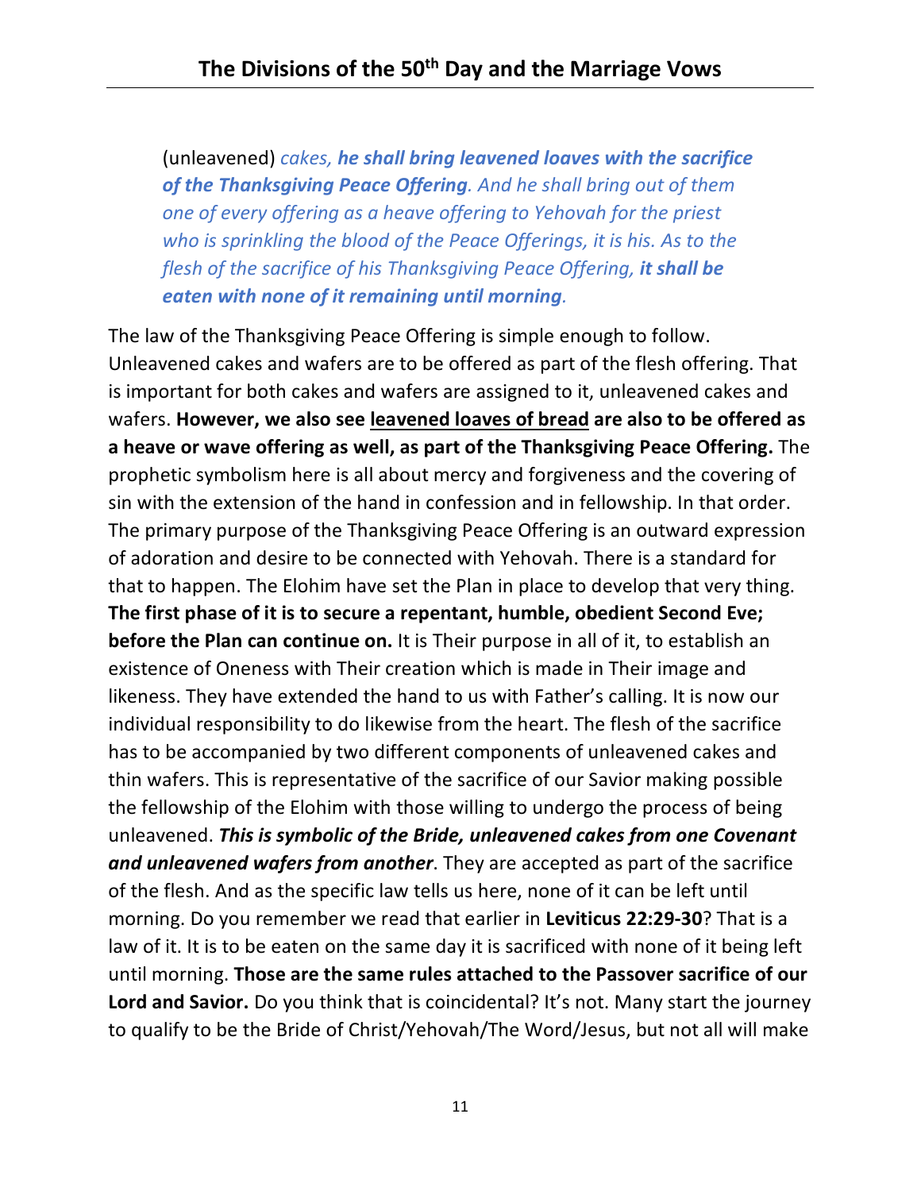(unleavened) *cakes,* ***he shall bring leavened loaves with the sacrifice of the Thanksgiving Peace Offering****. And he shall bring out of them one of every offering as a heave offering to Yehovah for the priest who is sprinkling the blood of the Peace Offerings, it is his. As to the flesh of the sacrifice of his Thanksgiving Peace Offering,* ***it shall be eaten with none of it remaining until morning****.*

The law of the Thanksgiving Peace Offering is simple enough to follow. Unleavened cakes and wafers are to be offered as part of the flesh offering. That is important for both cakes and wafers are assigned to it, unleavened cakes and wafers. **However, we also see <u>leavened loaves of bread</u> are also to be offered as a heave or wave offering as well, as part of the Thanksgiving Peace Offering.** The prophetic symbolism here is all about mercy and forgiveness and the covering of sin with the extension of the hand in confession and in fellowship. In that order. The primary purpose of the Thanksgiving Peace Offering is an outward expression of adoration and desire to be connected with Yehovah. There is a standard for that to happen. The Elohim have set the Plan in place to develop that very thing. **The first phase of it is to secure a repentant, humble, obedient Second Eve; before the Plan can continue on.** It is Their purpose in all of it, to establish an existence of Oneness with Their creation which is made in Their image and likeness. They have extended the hand to us with Father's calling. It is now our individual responsibility to do likewise from the heart. The flesh of the sacrifice has to be accompanied by two different components of unleavened cakes and thin wafers. This is representative of the sacrifice of our Savior making possible the fellowship of the Elohim with those willing to undergo the process of being unleavened. ***This is symbolic of the Bride, unleavened cakes from one Covenant and unleavened wafers from another***. They are accepted as part of the sacrifice of the flesh. And as the specific law tells us here, none of it can be left until morning. Do you remember we read that earlier in **Leviticus 22:29-30**? That is a law of it. It is to be eaten on the same day it is sacrificed with none of it being left until morning. **Those are the same rules attached to the Passover sacrifice of our Lord and Savior.** Do you think that is coincidental? It's not. Many start the journey to qualify to be the Bride of Christ/Yehovah/The Word/Jesus, but not all will make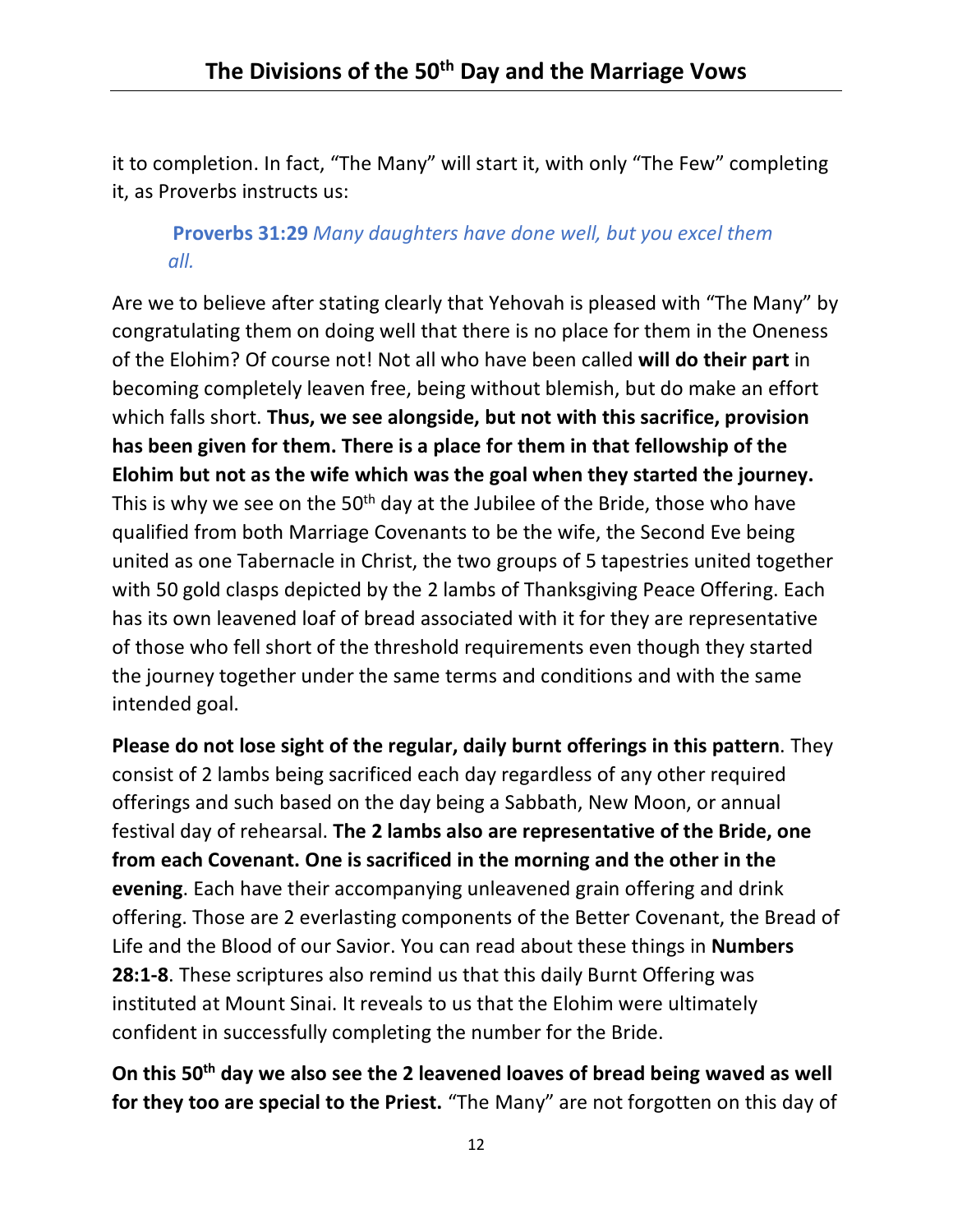it to completion. In fact, “The Many” will start it, with only “The Few” completing it, as Proverbs instructs us:

> **Proverbs 31:29** *Many daughters have done well, but you excel them all.*

Are we to believe after stating clearly that Yehovah is pleased with “The Many” by congratulating them on doing well that there is no place for them in the Oneness of the Elohim? Of course not! Not all who have been called **will do their part** in becoming completely leaven free, being without blemish, but do make an effort which falls short. **Thus, we see alongside, but not with this sacrifice, provision has been given for them. There is a place for them in that fellowship of the Elohim but not as the wife which was the goal when they started the journey.** This is why we see on the 50th day at the Jubilee of the Bride, those who have qualified from both Marriage Covenants to be the wife, the Second Eve being united as one Tabernacle in Christ, the two groups of 5 tapestries united together with 50 gold clasps depicted by the 2 lambs of Thanksgiving Peace Offering. Each has its own leavened loaf of bread associated with it for they are representative of those who fell short of the threshold requirements even though they started the journey together under the same terms and conditions and with the same intended goal.

**Please do not lose sight of the regular, daily burnt offerings in this pattern**. They consist of 2 lambs being sacrificed each day regardless of any other required offerings and such based on the day being a Sabbath, New Moon, or annual festival day of rehearsal. **The 2 lambs also are representative of the Bride, one from each Covenant. One is sacrificed in the morning and the other in the evening**. Each have their accompanying unleavened grain offering and drink offering. Those are 2 everlasting components of the Better Covenant, the Bread of Life and the Blood of our Savior. You can read about these things in **Numbers 28:1-8**. These scriptures also remind us that this daily Burnt Offering was instituted at Mount Sinai. It reveals to us that the Elohim were ultimately confident in successfully completing the number for the Bride.

**On this 50th day we also see the 2 leavened loaves of bread being waved as well for they too are special to the Priest.** “The Many” are not forgotten on this day of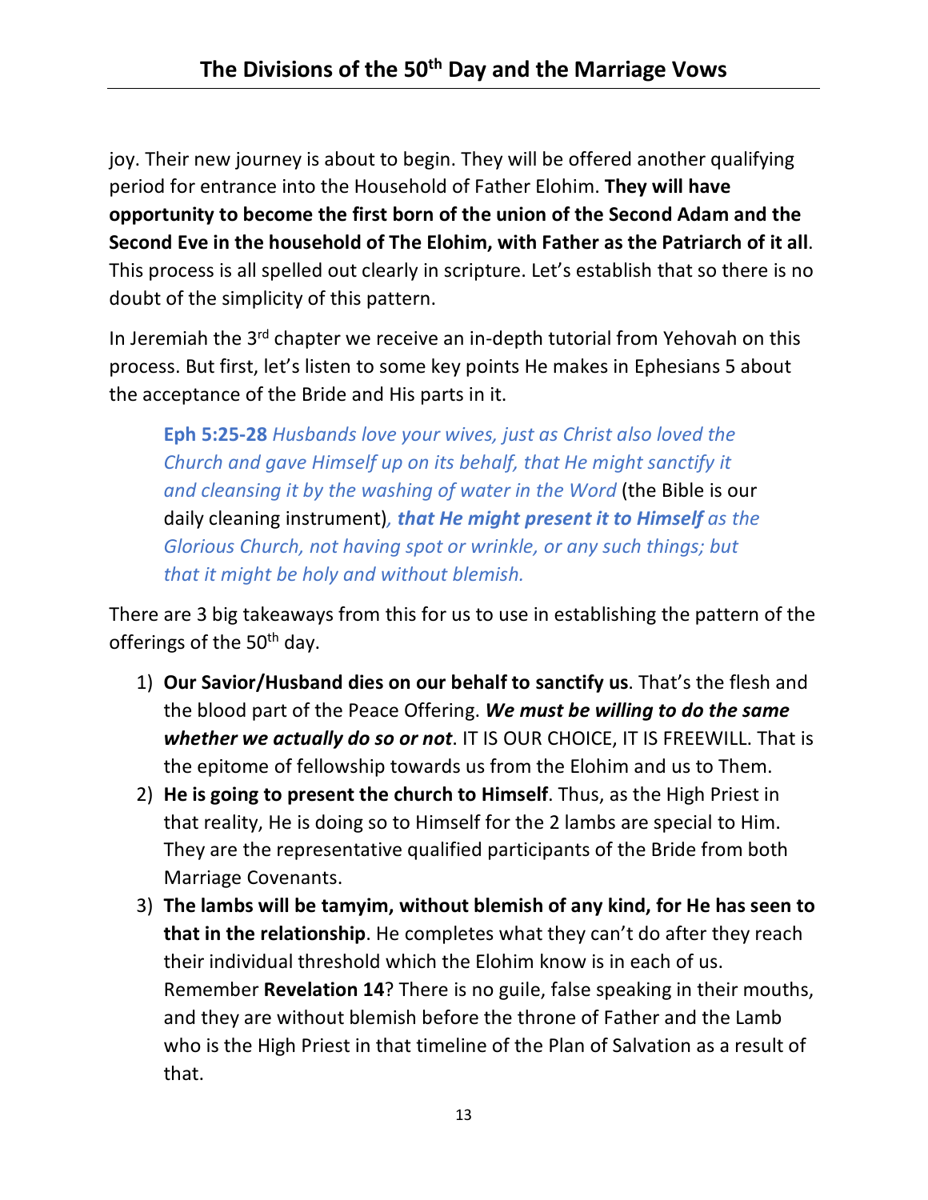joy. Their new journey is about to begin. They will be offered another qualifying period for entrance into the Household of Father Elohim. **They will have opportunity to become the first born of the union of the Second Adam and the Second Eve in the household of The Elohim, with Father as the Patriarch of it all**. This process is all spelled out clearly in scripture. Let's establish that so there is no doubt of the simplicity of this pattern.

In Jeremiah the 3rd chapter we receive an in-depth tutorial from Yehovah on this process. But first, let's listen to some key points He makes in Ephesians 5 about the acceptance of the Bride and His parts in it.

> **Eph 5:25-28** *Husbands love your wives, just as Christ also loved the Church and gave Himself up on its behalf, that He might sanctify it and cleansing it by the washing of water in the Word* (the Bible is our daily cleaning instrument)*, **that He might present it to Himself** as the Glorious Church, not having spot or wrinkle, or any such things; but that it might be holy and without blemish.*

There are 3 big takeaways from this for us to use in establishing the pattern of the offerings of the 50th day.

1) **Our Savior/Husband dies on our behalf to sanctify us**. That's the flesh and the blood part of the Peace Offering. ***We must be willing to do the same whether we actually do so or not***. IT IS OUR CHOICE, IT IS FREEWILL. That is the epitome of fellowship towards us from the Elohim and us to Them.
2) **He is going to present the church to Himself**. Thus, as the High Priest in that reality, He is doing so to Himself for the 2 lambs are special to Him. They are the representative qualified participants of the Bride from both Marriage Covenants.
3) **The lambs will be tamyim, without blemish of any kind, for He has seen to that in the relationship**. He completes what they can't do after they reach their individual threshold which the Elohim know is in each of us. Remember **Revelation 14**? There is no guile, false speaking in their mouths, and they are without blemish before the throne of Father and the Lamb who is the High Priest in that timeline of the Plan of Salvation as a result of that.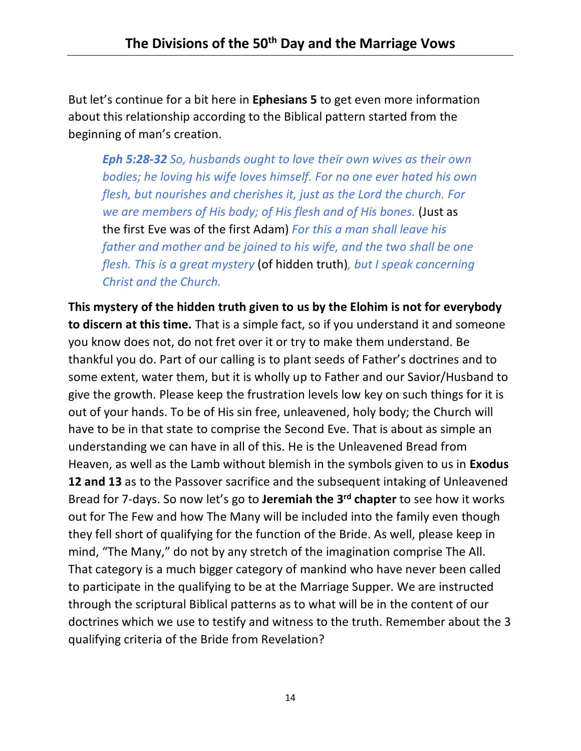But let's continue for a bit here in **Ephesians 5** to get even more information about this relationship according to the Biblical pattern started from the beginning of man's creation.

> ***Eph 5:28-32*** *So, husbands ought to love their own wives as their own bodies; he loving his wife loves himself. For no one ever hated his own flesh, but nourishes and cherishes it, just as the Lord the church. For we are members of His body; of His flesh and of His bones.* (Just as the first Eve was of the first Adam) *For this a man shall leave his father and mother and be joined to his wife, and the two shall be one flesh. This is a great mystery* (of hidden truth)*, but I speak concerning Christ and the Church.*

**This mystery of the hidden truth given to us by the Elohim is not for everybody to discern at this time.** That is a simple fact, so if you understand it and someone you know does not, do not fret over it or try to make them understand. Be thankful you do. Part of our calling is to plant seeds of Father's doctrines and to some extent, water them, but it is wholly up to Father and our Savior/Husband to give the growth. Please keep the frustration levels low key on such things for it is out of your hands. To be of His sin free, unleavened, holy body; the Church will have to be in that state to comprise the Second Eve. That is about as simple an understanding we can have in all of this. He is the Unleavened Bread from Heaven, as well as the Lamb without blemish in the symbols given to us in **Exodus 12 and 13** as to the Passover sacrifice and the subsequent intaking of Unleavened Bread for 7-days. So now let's go to **Jeremiah the 3rd chapter** to see how it works out for The Few and how The Many will be included into the family even though they fell short of qualifying for the function of the Bride. As well, please keep in mind, "The Many," do not by any stretch of the imagination comprise The All. That category is a much bigger category of mankind who have never been called to participate in the qualifying to be at the Marriage Supper. We are instructed through the scriptural Biblical patterns as to what will be in the content of our doctrines which we use to testify and witness to the truth. Remember about the 3 qualifying criteria of the Bride from Revelation?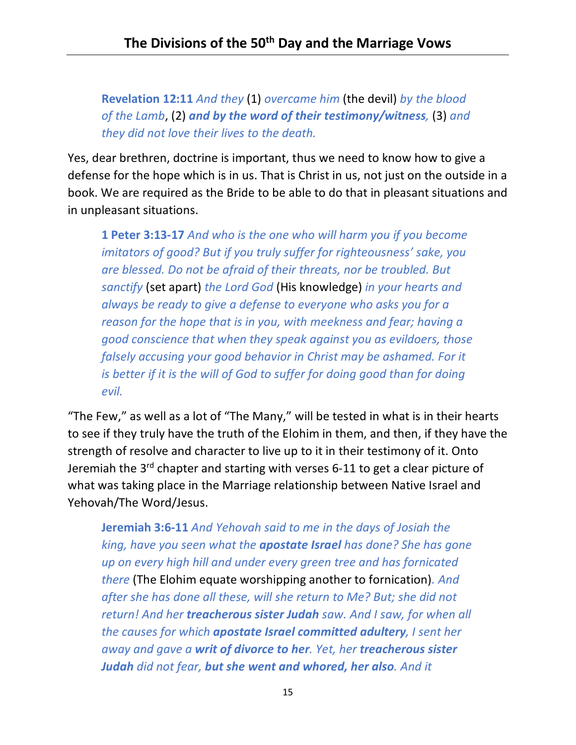> **Revelation 12:11** *And they* (1) *overcame him* (the devil) *by the blood of the Lamb*, (2) ***and by the word of their testimony/witness,*** (3) *and they did not love their lives to the death.*

Yes, dear brethren, doctrine is important, thus we need to know how to give a defense for the hope which is in us. That is Christ in us, not just on the outside in a book. We are required as the Bride to be able to do that in pleasant situations and in unpleasant situations.

> **1 Peter 3:13-17** *And who is the one who will harm you if you become imitators of good? But if you truly suffer for righteousness' sake, you are blessed. Do not be afraid of their threats, nor be troubled. But sanctify* (set apart) *the Lord God* (His knowledge) *in your hearts and always be ready to give a defense to everyone who asks you for a reason for the hope that is in you, with meekness and fear; having a good conscience that when they speak against you as evildoers, those falsely accusing your good behavior in Christ may be ashamed. For it is better if it is the will of God to suffer for doing good than for doing evil.*

"The Few," as well as a lot of "The Many," will be tested in what is in their hearts to see if they truly have the truth of the Elohim in them, and then, if they have the strength of resolve and character to live up to it in their testimony of it. Onto Jeremiah the 3rd chapter and starting with verses 6-11 to get a clear picture of what was taking place in the Marriage relationship between Native Israel and Yehovah/The Word/Jesus.

> **Jeremiah 3:6-11** *And Yehovah said to me in the days of Josiah the king, have you seen what the* ***apostate Israel*** *has done? She has gone up on every high hill and under every green tree and has fornicated there* (The Elohim equate worshipping another to fornication)*. And after she has done all these, will she return to Me? But; she did not return! And her* ***treacherous sister Judah*** *saw. And I saw, for when all the causes for which* ***apostate Israel committed adultery****, I sent her away and gave a* ***writ of divorce to her****. Yet, her* ***treacherous sister Judah*** *did not fear,* ***but she went and whored, her also****. And it*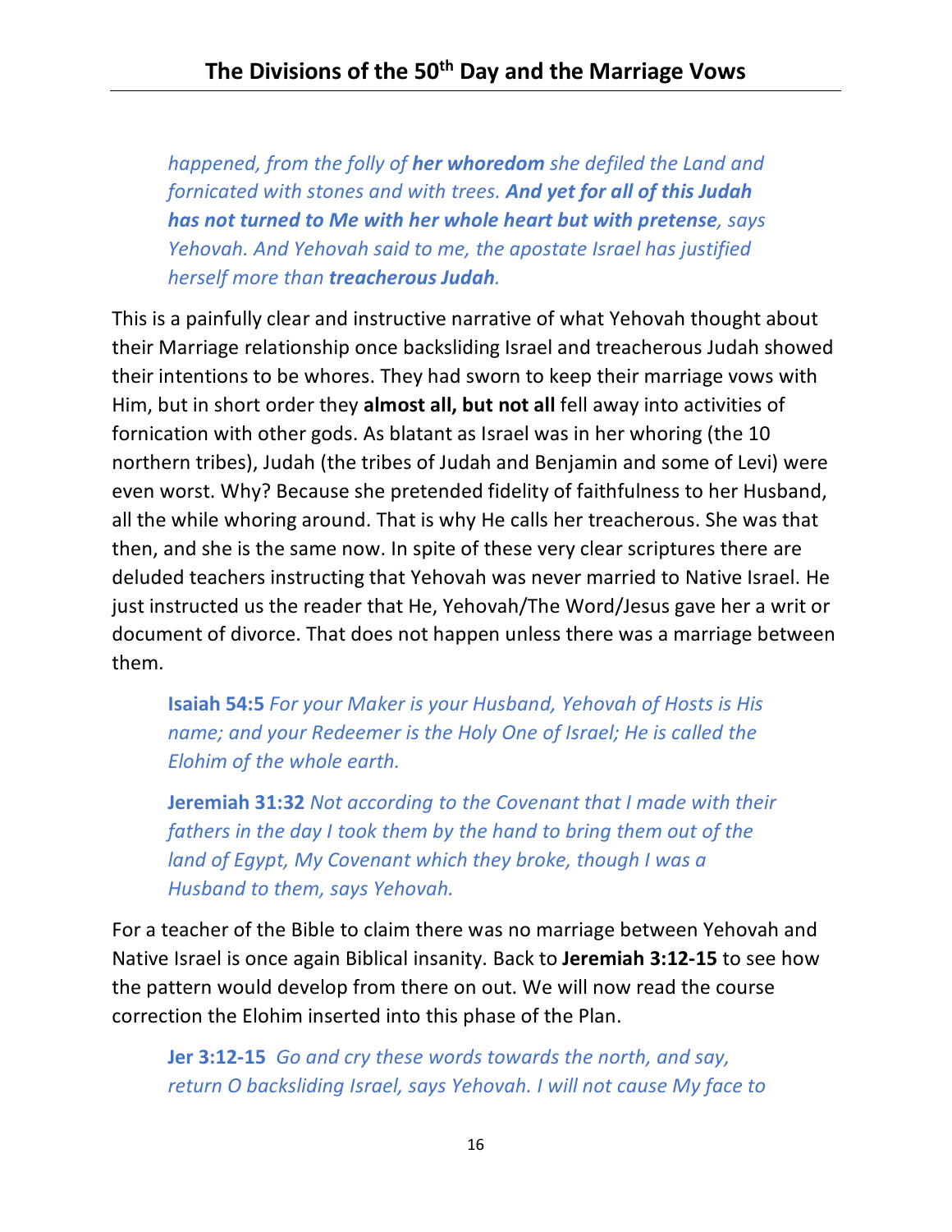*happened, from the folly of **her whoredom** she defiled the Land and fornicated with stones and with trees. **And yet for all of this Judah has not turned to Me with her whole heart but with pretense**, says Yehovah. And Yehovah said to me, the apostate Israel has justified herself more than **treacherous Judah**.*

This is a painfully clear and instructive narrative of what Yehovah thought about their Marriage relationship once backsliding Israel and treacherous Judah showed their intentions to be whores. They had sworn to keep their marriage vows with Him, but in short order they **almost all, but not all** fell away into activities of fornication with other gods. As blatant as Israel was in her whoring (the 10 northern tribes), Judah (the tribes of Judah and Benjamin and some of Levi) were even worst. Why? Because she pretended fidelity of faithfulness to her Husband, all the while whoring around. That is why He calls her treacherous. She was that then, and she is the same now. In spite of these very clear scriptures there are deluded teachers instructing that Yehovah was never married to Native Israel. He just instructed us the reader that He, Yehovah/The Word/Jesus gave her a writ or document of divorce. That does not happen unless there was a marriage between them.

> **Isaiah 54:5** *For your Maker is your Husband, Yehovah of Hosts is His name; and your Redeemer is the Holy One of Israel; He is called the Elohim of the whole earth.*

> **Jeremiah 31:32** *Not according to the Covenant that I made with their fathers in the day I took them by the hand to bring them out of the land of Egypt, My Covenant which they broke, though I was a Husband to them, says Yehovah.*

For a teacher of the Bible to claim there was no marriage between Yehovah and Native Israel is once again Biblical insanity. Back to **Jeremiah 3:12-15** to see how the pattern would develop from there on out. We will now read the course correction the Elohim inserted into this phase of the Plan.

> **Jer 3:12-15** *Go and cry these words towards the north, and say, return O backsliding Israel, says Yehovah. I will not cause My face to*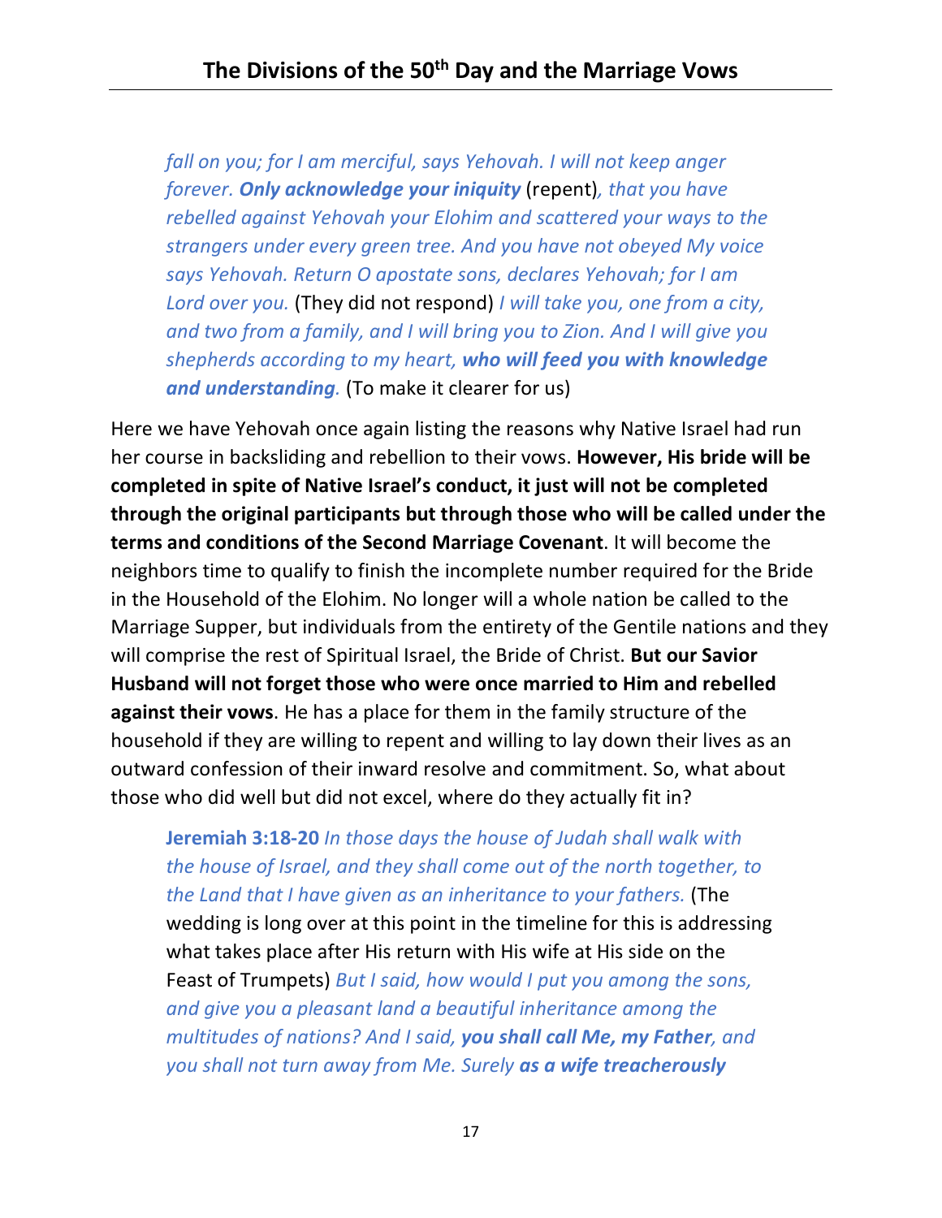*fall on you; for I am merciful, says Yehovah. I will not keep anger forever.* ***Only acknowledge your iniquity*** (repent)*, that you have rebelled against Yehovah your Elohim and scattered your ways to the strangers under every green tree. And you have not obeyed My voice says Yehovah. Return O apostate sons, declares Yehovah; for I am Lord over you.* (They did not respond) *I will take you, one from a city, and two from a family, and I will bring you to Zion. And I will give you shepherds according to my heart,* ***who will feed you with knowledge and understanding****.* (To make it clearer for us)

Here we have Yehovah once again listing the reasons why Native Israel had run her course in backsliding and rebellion to their vows. **However, His bride will be completed in spite of Native Israel's conduct, it just will not be completed through the original participants but through those who will be called under the terms and conditions of the Second Marriage Covenant**. It will become the neighbors time to qualify to finish the incomplete number required for the Bride in the Household of the Elohim. No longer will a whole nation be called to the Marriage Supper, but individuals from the entirety of the Gentile nations and they will comprise the rest of Spiritual Israel, the Bride of Christ. **But our Savior Husband will not forget those who were once married to Him and rebelled against their vows**. He has a place for them in the family structure of the household if they are willing to repent and willing to lay down their lives as an outward confession of their inward resolve and commitment. So, what about those who did well but did not excel, where do they actually fit in?

**Jeremiah 3:18-20** *In those days the house of Judah shall walk with the house of Israel, and they shall come out of the north together, to the Land that I have given as an inheritance to your fathers.* (The wedding is long over at this point in the timeline for this is addressing what takes place after His return with His wife at His side on the Feast of Trumpets) *But I said, how would I put you among the sons, and give you a pleasant land a beautiful inheritance among the multitudes of nations? And I said,* ***you shall call Me, my Father****, and you shall not turn away from Me. Surely* ***as a wife treacherously***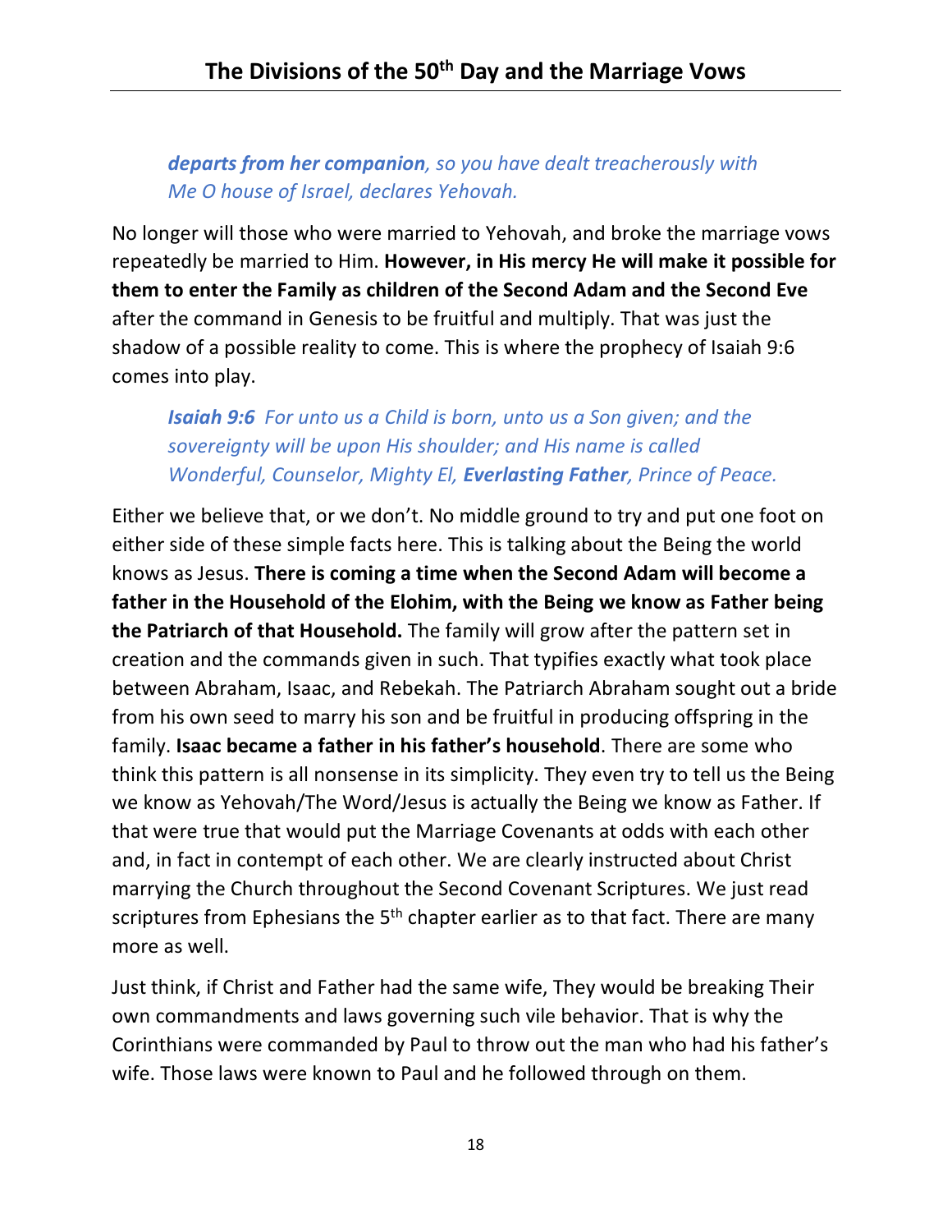*__departs from her companion__, so you have dealt treacherously with Me O house of Israel, declares Yehovah.*

No longer will those who were married to Yehovah, and broke the marriage vows repeatedly be married to Him. **However, in His mercy He will make it possible for them to enter the Family as children of the Second Adam and the Second Eve** after the command in Genesis to be fruitful and multiply. That was just the shadow of a possible reality to come. This is where the prophecy of Isaiah 9:6 comes into play.

> ***Isaiah 9:6*** *For unto us a Child is born, unto us a Son given; and the sovereignty will be upon His shoulder; and His name is called Wonderful, Counselor, Mighty El, **Everlasting Father**, Prince of Peace.*

Either we believe that, or we don't. No middle ground to try and put one foot on either side of these simple facts here. This is talking about the Being the world knows as Jesus. **There is coming a time when the Second Adam will become a father in the Household of the Elohim, with the Being we know as Father being the Patriarch of that Household.** The family will grow after the pattern set in creation and the commands given in such. That typifies exactly what took place between Abraham, Isaac, and Rebekah. The Patriarch Abraham sought out a bride from his own seed to marry his son and be fruitful in producing offspring in the family. **Isaac became a father in his father's household**. There are some who think this pattern is all nonsense in its simplicity. They even try to tell us the Being we know as Yehovah/The Word/Jesus is actually the Being we know as Father. If that were true that would put the Marriage Covenants at odds with each other and, in fact in contempt of each other. We are clearly instructed about Christ marrying the Church throughout the Second Covenant Scriptures. We just read scriptures from Ephesians the 5th chapter earlier as to that fact. There are many more as well.

Just think, if Christ and Father had the same wife, They would be breaking Their own commandments and laws governing such vile behavior. That is why the Corinthians were commanded by Paul to throw out the man who had his father's wife. Those laws were known to Paul and he followed through on them.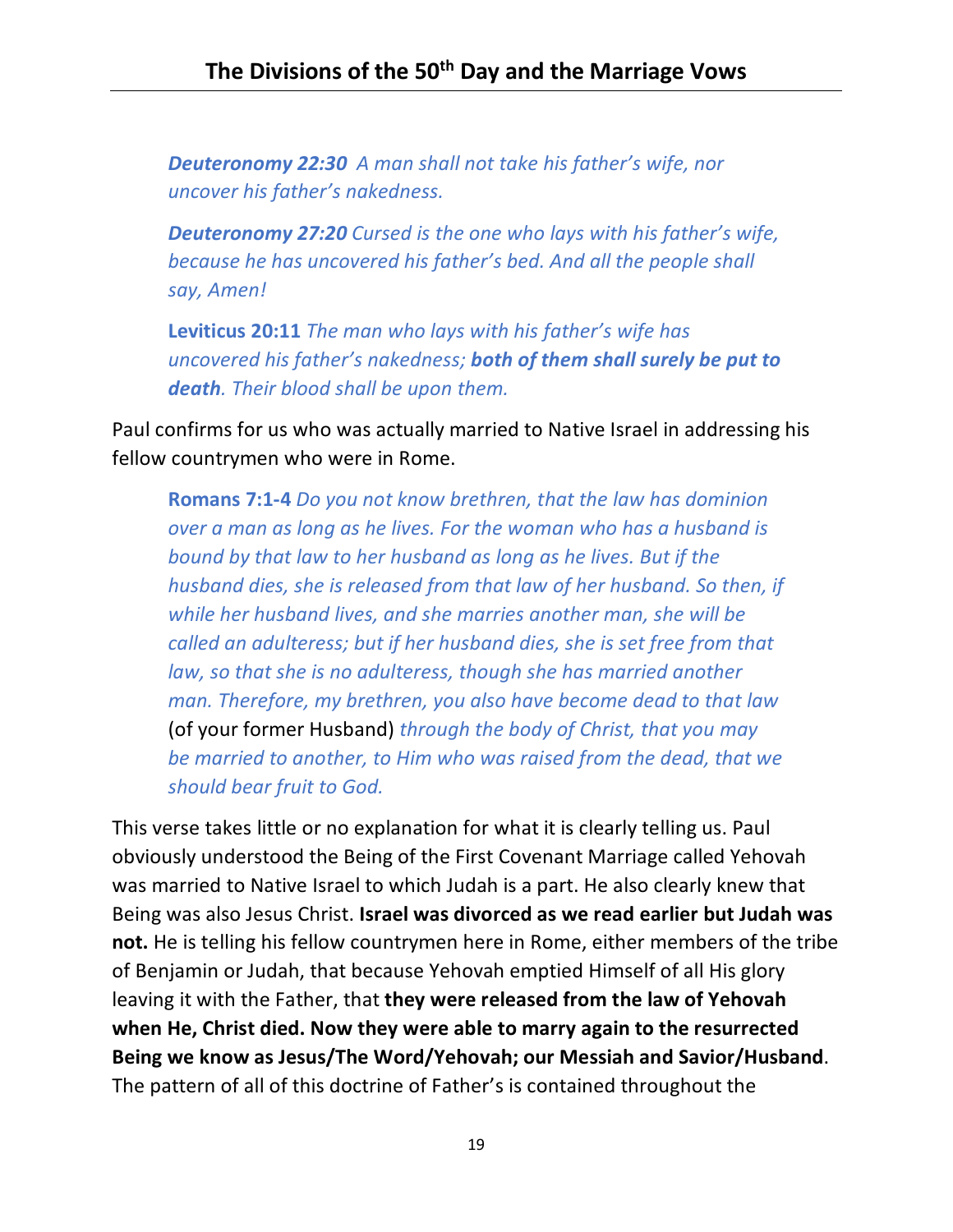> ***Deuteronomy 22:30*** *A man shall not take his father's wife, nor uncover his father's nakedness.*
>
> ***Deuteronomy 27:20*** *Cursed is the one who lays with his father's wife, because he has uncovered his father's bed. And all the people shall say, Amen!*
>
> **Leviticus 20:11** *The man who lays with his father's wife has uncovered his father's nakedness;* ***both of them shall surely be put to death****. Their blood shall be upon them.*

Paul confirms for us who was actually married to Native Israel in addressing his fellow countrymen who were in Rome.

> **Romans 7:1-4** *Do you not know brethren, that the law has dominion over a man as long as he lives. For the woman who has a husband is bound by that law to her husband as long as he lives. But if the husband dies, she is released from that law of her husband. So then, if while her husband lives, and she marries another man, she will be called an adulteress; but if her husband dies, she is set free from that law, so that she is no adulteress, though she has married another man. Therefore, my brethren, you also have become dead to that law* (of your former Husband) *through the body of Christ, that you may be married to another, to Him who was raised from the dead, that we should bear fruit to God.*

This verse takes little or no explanation for what it is clearly telling us. Paul obviously understood the Being of the First Covenant Marriage called Yehovah was married to Native Israel to which Judah is a part. He also clearly knew that Being was also Jesus Christ. **Israel was divorced as we read earlier but Judah was not.** He is telling his fellow countrymen here in Rome, either members of the tribe of Benjamin or Judah, that because Yehovah emptied Himself of all His glory leaving it with the Father, that **they were released from the law of Yehovah when He, Christ died. Now they were able to marry again to the resurrected Being we know as Jesus/The Word/Yehovah; our Messiah and Savior/Husband**. The pattern of all of this doctrine of Father's is contained throughout the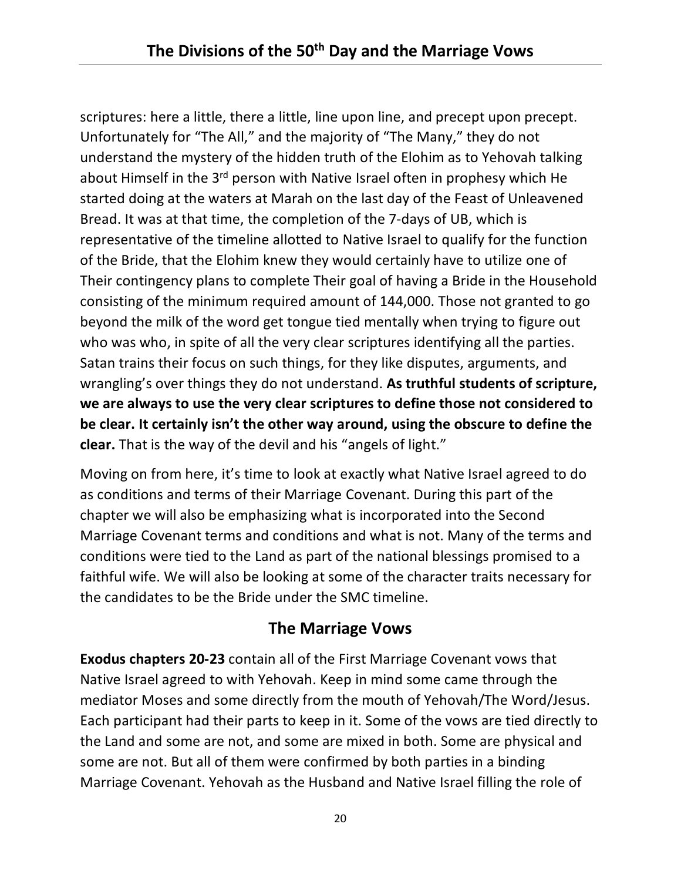scriptures: here a little, there a little, line upon line, and precept upon precept. Unfortunately for "The All," and the majority of "The Many," they do not understand the mystery of the hidden truth of the Elohim as to Yehovah talking about Himself in the 3rd person with Native Israel often in prophesy which He started doing at the waters at Marah on the last day of the Feast of Unleavened Bread. It was at that time, the completion of the 7-days of UB, which is representative of the timeline allotted to Native Israel to qualify for the function of the Bride, that the Elohim knew they would certainly have to utilize one of Their contingency plans to complete Their goal of having a Bride in the Household consisting of the minimum required amount of 144,000. Those not granted to go beyond the milk of the word get tongue tied mentally when trying to figure out who was who, in spite of all the very clear scriptures identifying all the parties. Satan trains their focus on such things, for they like disputes, arguments, and wrangling's over things they do not understand. **As truthful students of scripture, we are always to use the very clear scriptures to define those not considered to be clear. It certainly isn't the other way around, using the obscure to define the clear.** That is the way of the devil and his "angels of light."

Moving on from here, it's time to look at exactly what Native Israel agreed to do as conditions and terms of their Marriage Covenant. During this part of the chapter we will also be emphasizing what is incorporated into the Second Marriage Covenant terms and conditions and what is not. Many of the terms and conditions were tied to the Land as part of the national blessings promised to a faithful wife. We will also be looking at some of the character traits necessary for the candidates to be the Bride under the SMC timeline.

## The Marriage Vows

**Exodus chapters 20-23** contain all of the First Marriage Covenant vows that Native Israel agreed to with Yehovah. Keep in mind some came through the mediator Moses and some directly from the mouth of Yehovah/The Word/Jesus. Each participant had their parts to keep in it. Some of the vows are tied directly to the Land and some are not, and some are mixed in both. Some are physical and some are not. But all of them were confirmed by both parties in a binding Marriage Covenant. Yehovah as the Husband and Native Israel filling the role of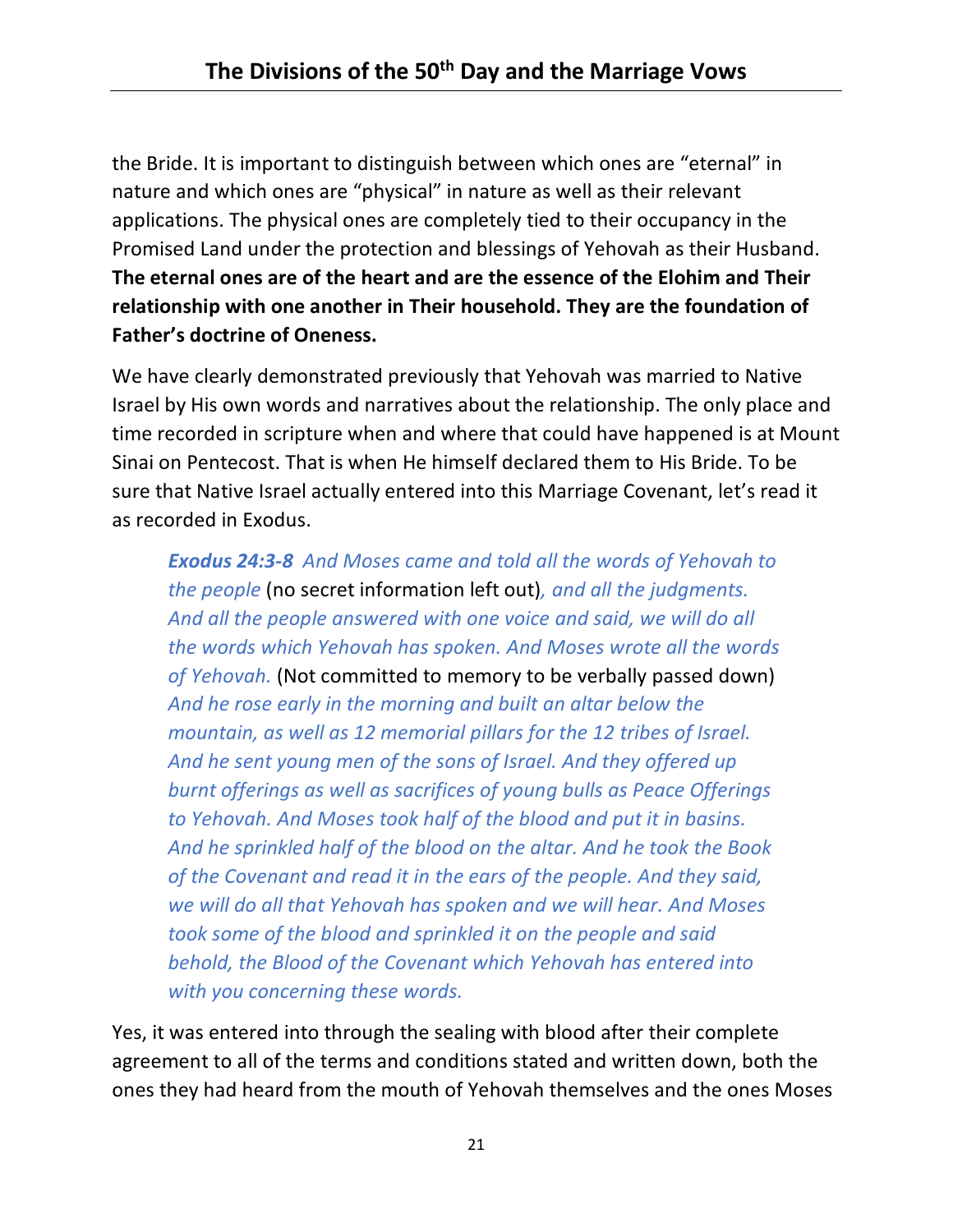the Bride. It is important to distinguish between which ones are "eternal" in nature and which ones are "physical" in nature as well as their relevant applications. The physical ones are completely tied to their occupancy in the Promised Land under the protection and blessings of Yehovah as their Husband. **The eternal ones are of the heart and are the essence of the Elohim and Their relationship with one another in Their household. They are the foundation of Father's doctrine of Oneness.**

We have clearly demonstrated previously that Yehovah was married to Native Israel by His own words and narratives about the relationship. The only place and time recorded in scripture when and where that could have happened is at Mount Sinai on Pentecost. That is when He himself declared them to His Bride. To be sure that Native Israel actually entered into this Marriage Covenant, let's read it as recorded in Exodus.

> ***Exodus 24:3-8*** *And Moses came and told all the words of Yehovah to the people* (no secret information left out)*, and all the judgments. And all the people answered with one voice and said, we will do all the words which Yehovah has spoken. And Moses wrote all the words of Yehovah.* (Not committed to memory to be verbally passed down) *And he rose early in the morning and built an altar below the mountain, as well as 12 memorial pillars for the 12 tribes of Israel. And he sent young men of the sons of Israel. And they offered up burnt offerings as well as sacrifices of young bulls as Peace Offerings to Yehovah. And Moses took half of the blood and put it in basins. And he sprinkled half of the blood on the altar. And he took the Book of the Covenant and read it in the ears of the people. And they said, we will do all that Yehovah has spoken and we will hear. And Moses took some of the blood and sprinkled it on the people and said behold, the Blood of the Covenant which Yehovah has entered into with you concerning these words.*

Yes, it was entered into through the sealing with blood after their complete agreement to all of the terms and conditions stated and written down, both the ones they had heard from the mouth of Yehovah themselves and the ones Moses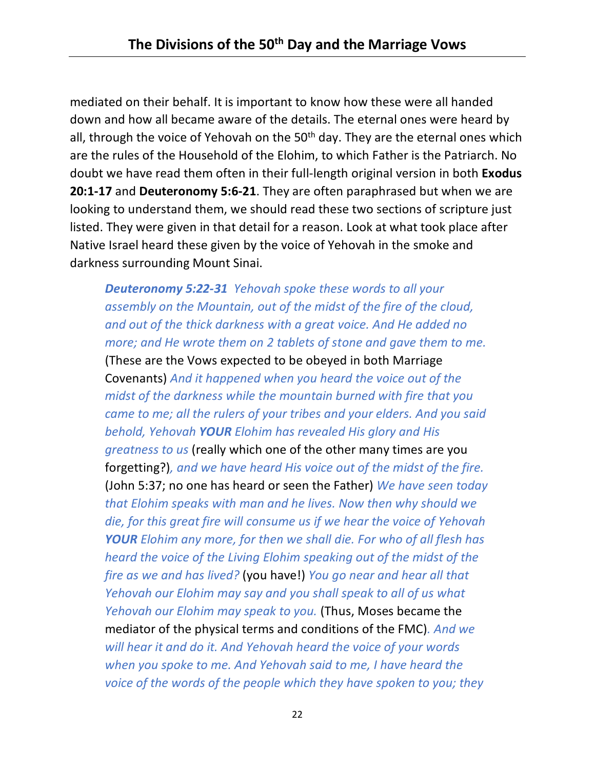mediated on their behalf. It is important to know how these were all handed down and how all became aware of the details. The eternal ones were heard by all, through the voice of Yehovah on the 50th day. They are the eternal ones which are the rules of the Household of the Elohim, to which Father is the Patriarch. No doubt we have read them often in their full-length original version in both **Exodus 20:1-17** and **Deuteronomy 5:6-21**. They are often paraphrased but when we are looking to understand them, we should read these two sections of scripture just listed. They were given in that detail for a reason. Look at what took place after Native Israel heard these given by the voice of Yehovah in the smoke and darkness surrounding Mount Sinai.

> ***Deuteronomy 5:22-31*** *Yehovah spoke these words to all your assembly on the Mountain, out of the midst of the fire of the cloud, and out of the thick darkness with a great voice. And He added no more; and He wrote them on 2 tablets of stone and gave them to me.* (These are the Vows expected to be obeyed in both Marriage Covenants) *And it happened when you heard the voice out of the midst of the darkness while the mountain burned with fire that you came to me; all the rulers of your tribes and your elders. And you said behold, Yehovah* ***YOUR*** *Elohim has revealed His glory and His greatness to us* (really which one of the other many times are you forgetting?)*, and we have heard His voice out of the midst of the fire.* (John 5:37; no one has heard or seen the Father) *We have seen today that Elohim speaks with man and he lives. Now then why should we die, for this great fire will consume us if we hear the voice of Yehovah* ***YOUR*** *Elohim any more, for then we shall die. For who of all flesh has heard the voice of the Living Elohim speaking out of the midst of the fire as we and has lived?* (you have!) *You go near and hear all that Yehovah our Elohim may say and you shall speak to all of us what Yehovah our Elohim may speak to you.* (Thus, Moses became the mediator of the physical terms and conditions of the FMC)*. And we will hear it and do it. And Yehovah heard the voice of your words when you spoke to me. And Yehovah said to me, I have heard the voice of the words of the people which they have spoken to you; they*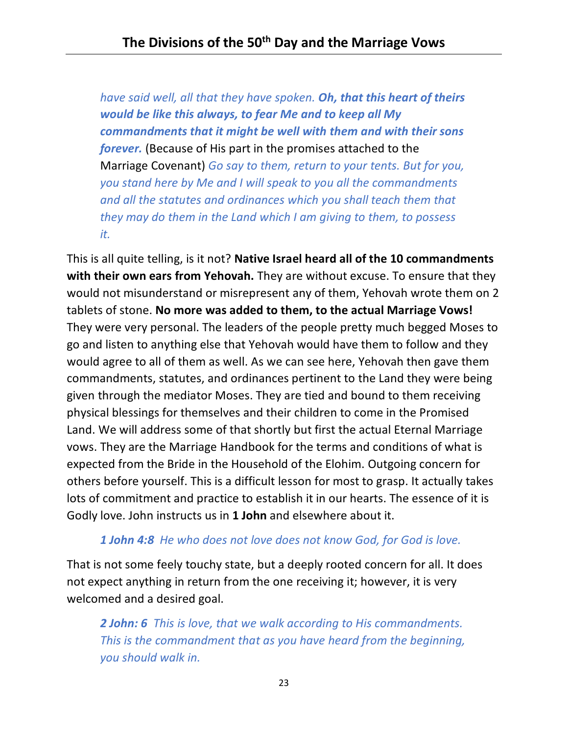> *have said well, all that they have spoken.* ***Oh, that this heart of theirs would be like this always, to fear Me and to keep all My commandments that it might be well with them and with their sons forever.*** (Because of His part in the promises attached to the Marriage Covenant) *Go say to them, return to your tents. But for you, you stand here by Me and I will speak to you all the commandments and all the statutes and ordinances which you shall teach them that they may do them in the Land which I am giving to them, to possess it.*

This is all quite telling, is it not? **Native Israel heard all of the 10 commandments with their own ears from Yehovah.** They are without excuse. To ensure that they would not misunderstand or misrepresent any of them, Yehovah wrote them on 2 tablets of stone. **No more was added to them, to the actual Marriage Vows!** They were very personal. The leaders of the people pretty much begged Moses to go and listen to anything else that Yehovah would have them to follow and they would agree to all of them as well. As we can see here, Yehovah then gave them commandments, statutes, and ordinances pertinent to the Land they were being given through the mediator Moses. They are tied and bound to them receiving physical blessings for themselves and their children to come in the Promised Land. We will address some of that shortly but first the actual Eternal Marriage vows. They are the Marriage Handbook for the terms and conditions of what is expected from the Bride in the Household of the Elohim. Outgoing concern for others before yourself. This is a difficult lesson for most to grasp. It actually takes lots of commitment and practice to establish it in our hearts. The essence of it is Godly love. John instructs us in **1 John** and elsewhere about it.

> ***1 John 4:8*** *He who does not love does not know God, for God is love.*

That is not some feely touchy state, but a deeply rooted concern for all. It does not expect anything in return from the one receiving it; however, it is very welcomed and a desired goal.

> ***2 John: 6*** *This is love, that we walk according to His commandments. This is the commandment that as you have heard from the beginning, you should walk in.*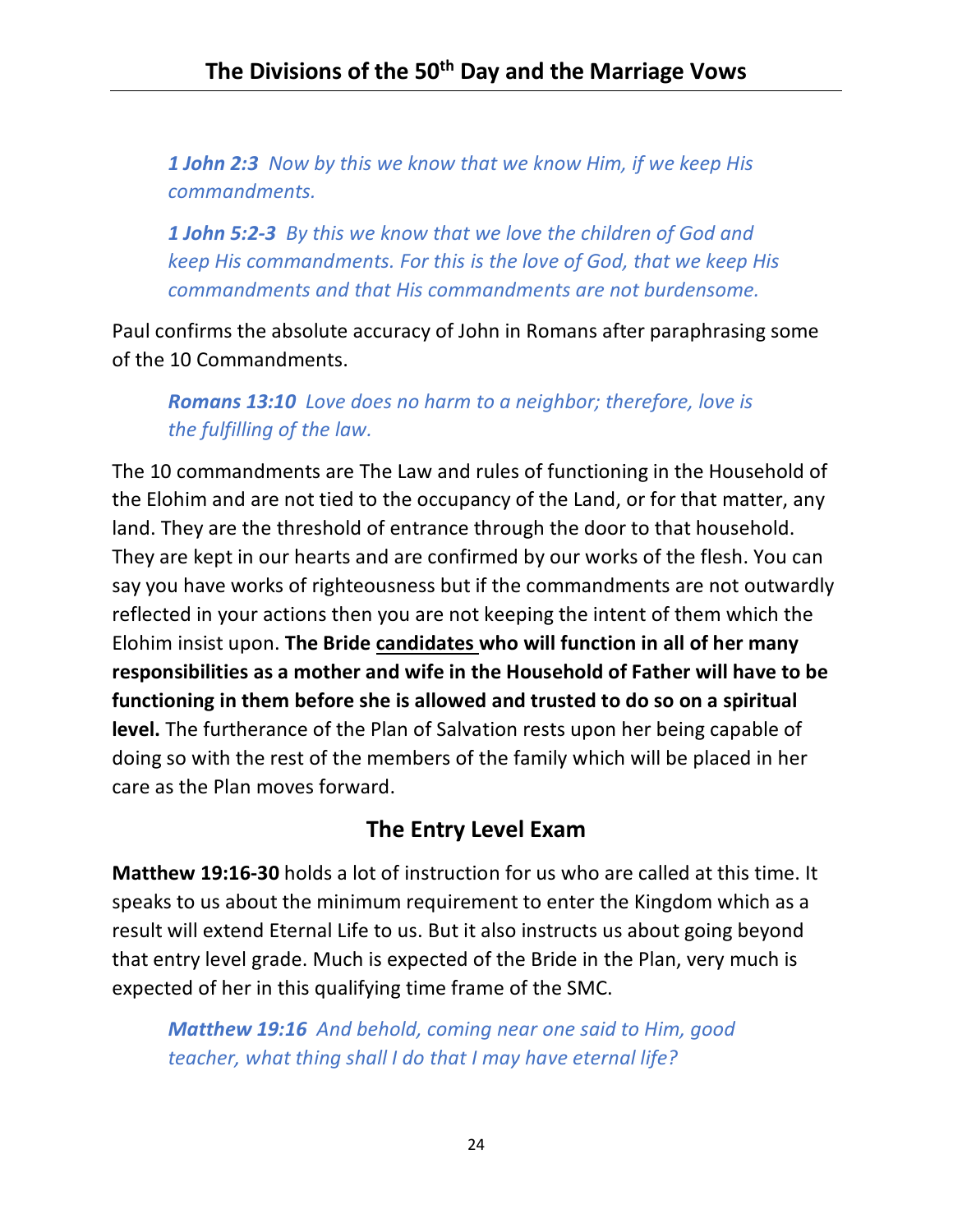*__1 John 2:3__ Now by this we know that we know Him, if we keep His commandments.*

*__1 John 5:2-3__ By this we know that we love the children of God and keep His commandments. For this is the love of God, that we keep His commandments and that His commandments are not burdensome.*

Paul confirms the absolute accuracy of John in Romans after paraphrasing some of the 10 Commandments.

*__Romans 13:10__ Love does no harm to a neighbor; therefore, love is the fulfilling of the law.*

The 10 commandments are The Law and rules of functioning in the Household of the Elohim and are not tied to the occupancy of the Land, or for that matter, any land. They are the threshold of entrance through the door to that household. They are kept in our hearts and are confirmed by our works of the flesh. You can say you have works of righteousness but if the commandments are not outwardly reflected in your actions then you are not keeping the intent of them which the Elohim insist upon. **The Bride <u>candidates</u> who will function in all of her many responsibilities as a mother and wife in the Household of Father will have to be functioning in them before she is allowed and trusted to do so on a spiritual level.** The furtherance of the Plan of Salvation rests upon her being capable of doing so with the rest of the members of the family which will be placed in her care as the Plan moves forward.

## The Entry Level Exam

**Matthew 19:16-30** holds a lot of instruction for us who are called at this time. It speaks to us about the minimum requirement to enter the Kingdom which as a result will extend Eternal Life to us. But it also instructs us about going beyond that entry level grade. Much is expected of the Bride in the Plan, very much is expected of her in this qualifying time frame of the SMC.

*__Matthew 19:16__ And behold, coming near one said to Him, good teacher, what thing shall I do that I may have eternal life?*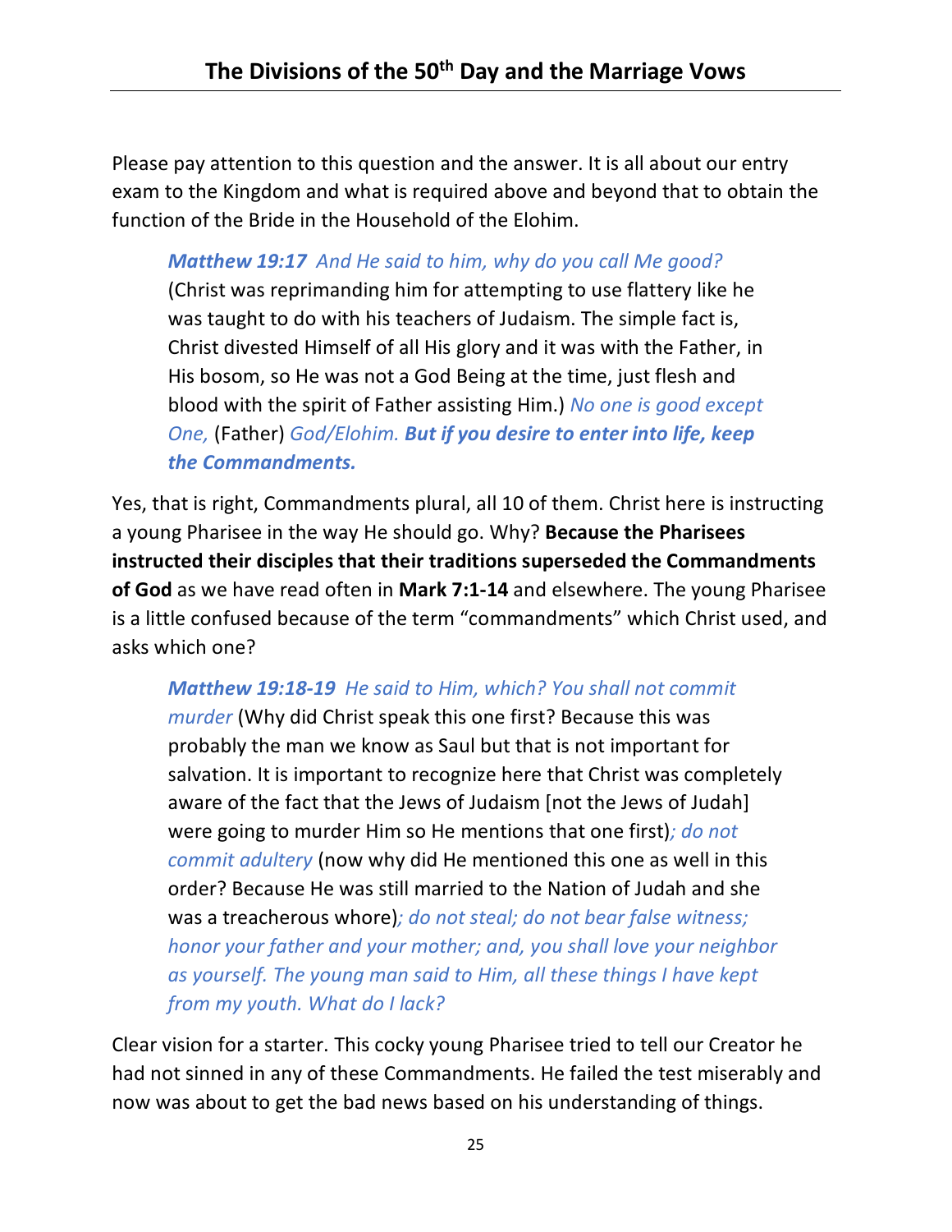Please pay attention to this question and the answer. It is all about our entry exam to the Kingdom and what is required above and beyond that to obtain the function of the Bride in the Household of the Elohim.

> ***Matthew 19:17*** *And He said to him, why do you call Me good?* (Christ was reprimanding him for attempting to use flattery like he was taught to do with his teachers of Judaism. The simple fact is, Christ divested Himself of all His glory and it was with the Father, in His bosom, so He was not a God Being at the time, just flesh and blood with the spirit of Father assisting Him.) *No one is good except One,* (Father) *God/Elohim.* ***But if you desire to enter into life, keep the Commandments.***

Yes, that is right, Commandments plural, all 10 of them. Christ here is instructing a young Pharisee in the way He should go. Why? **Because the Pharisees instructed their disciples that their traditions superseded the Commandments of God** as we have read often in **Mark 7:1-14** and elsewhere. The young Pharisee is a little confused because of the term "commandments" which Christ used, and asks which one?

> ***Matthew 19:18-19*** *He said to Him, which? You shall not commit murder* (Why did Christ speak this one first? Because this was probably the man we know as Saul but that is not important for salvation. It is important to recognize here that Christ was completely aware of the fact that the Jews of Judaism [not the Jews of Judah] were going to murder Him so He mentions that one first)*; do not commit adultery* (now why did He mentioned this one as well in this order? Because He was still married to the Nation of Judah and she was a treacherous whore)*; do not steal; do not bear false witness; honor your father and your mother; and, you shall love your neighbor as yourself. The young man said to Him, all these things I have kept from my youth. What do I lack?*

Clear vision for a starter. This cocky young Pharisee tried to tell our Creator he had not sinned in any of these Commandments. He failed the test miserably and now was about to get the bad news based on his understanding of things.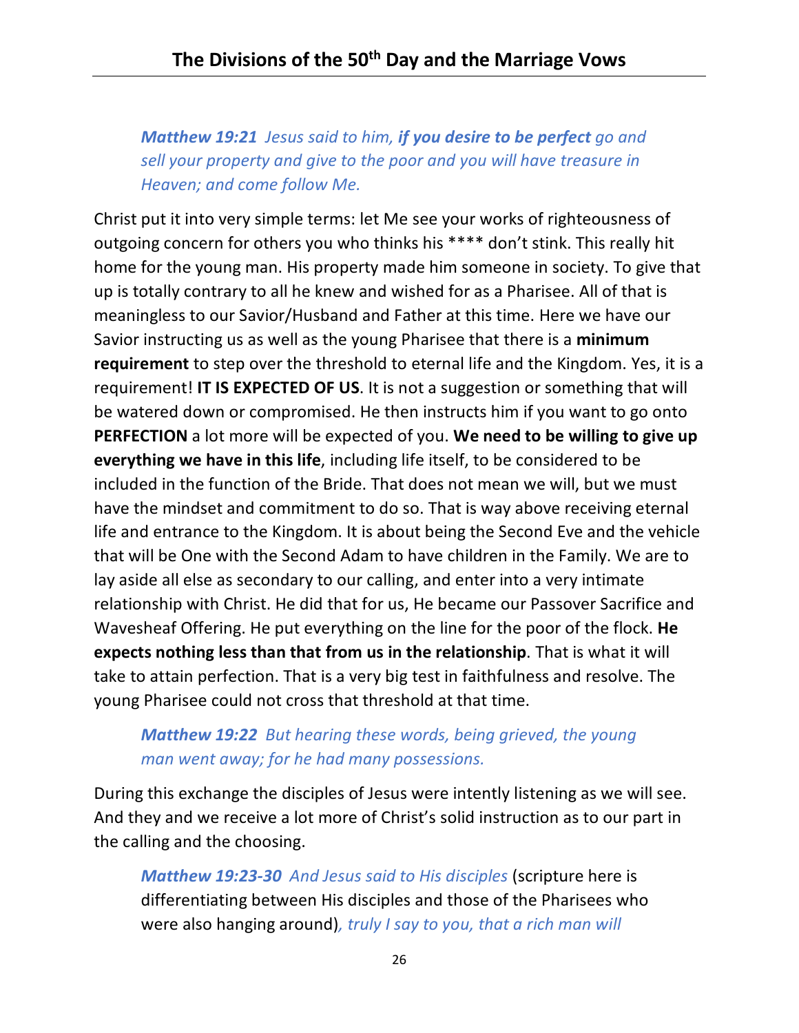*Matthew 19:21 Jesus said to him, **if you desire to be perfect** go and sell your property and give to the poor and you will have treasure in Heaven; and come follow Me.*

Christ put it into very simple terms: let Me see your works of righteousness of outgoing concern for others you who thinks his **** don't stink. This really hit home for the young man. His property made him someone in society. To give that up is totally contrary to all he knew and wished for as a Pharisee. All of that is meaningless to our Savior/Husband and Father at this time. Here we have our Savior instructing us as well as the young Pharisee that there is a **minimum requirement** to step over the threshold to eternal life and the Kingdom. Yes, it is a requirement! **IT IS EXPECTED OF US**. It is not a suggestion or something that will be watered down or compromised. He then instructs him if you want to go onto **PERFECTION** a lot more will be expected of you. **We need to be willing to give up everything we have in this life**, including life itself, to be considered to be included in the function of the Bride. That does not mean we will, but we must have the mindset and commitment to do so. That is way above receiving eternal life and entrance to the Kingdom. It is about being the Second Eve and the vehicle that will be One with the Second Adam to have children in the Family. We are to lay aside all else as secondary to our calling, and enter into a very intimate relationship with Christ. He did that for us, He became our Passover Sacrifice and Wavesheaf Offering. He put everything on the line for the poor of the flock. **He expects nothing less than that from us in the relationship**. That is what it will take to attain perfection. That is a very big test in faithfulness and resolve. The young Pharisee could not cross that threshold at that time.

*Matthew 19:22 But hearing these words, being grieved, the young man went away; for he had many possessions.*

During this exchange the disciples of Jesus were intently listening as we will see. And they and we receive a lot more of Christ's solid instruction as to our part in the calling and the choosing.

*Matthew 19:23-30 And Jesus said to His disciples* (scripture here is differentiating between His disciples and those of the Pharisees who were also hanging around)*, truly I say to you, that a rich man will*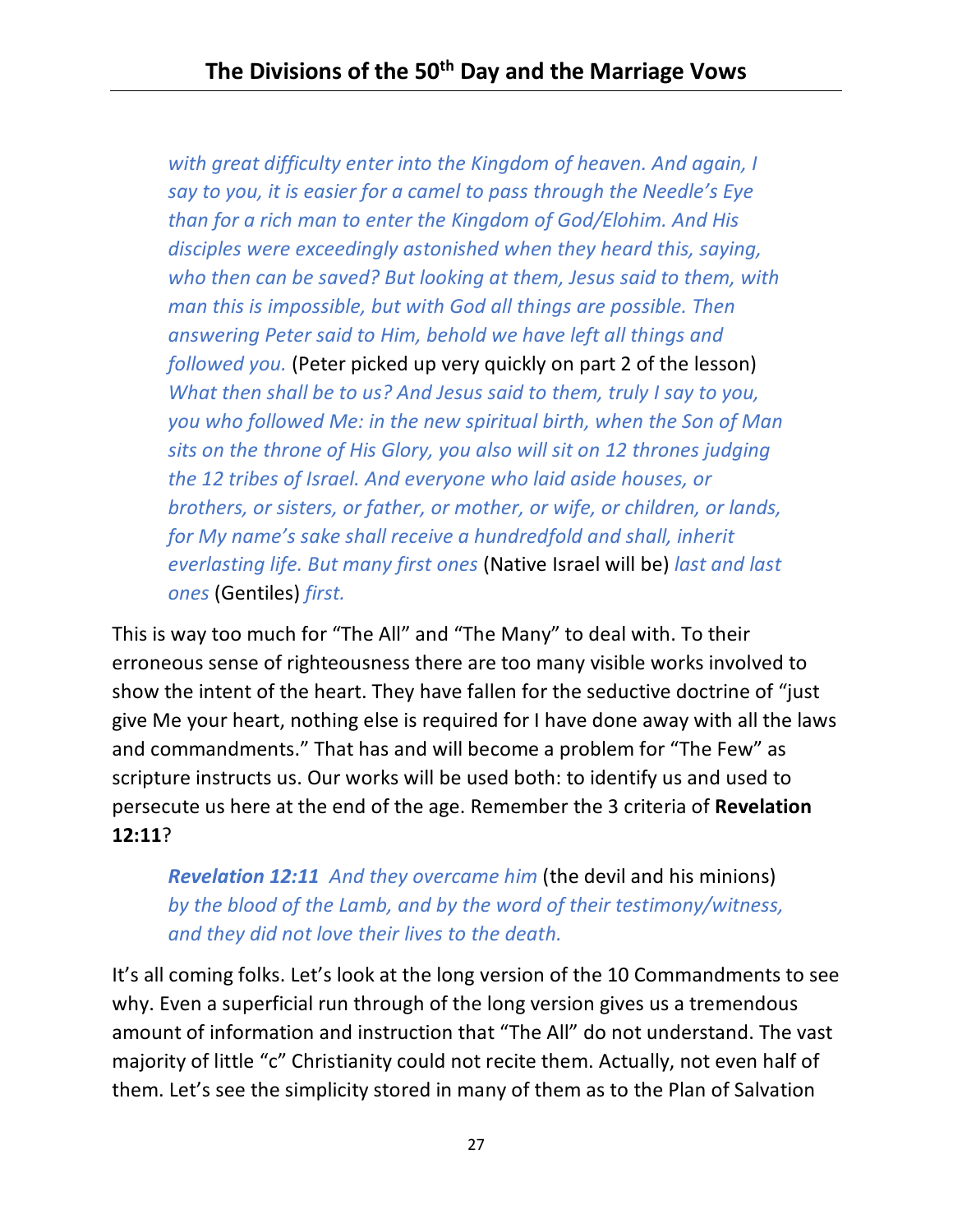*with great difficulty enter into the Kingdom of heaven. And again, I say to you, it is easier for a camel to pass through the Needle's Eye than for a rich man to enter the Kingdom of God/Elohim. And His disciples were exceedingly astonished when they heard this, saying, who then can be saved? But looking at them, Jesus said to them, with man this is impossible, but with God all things are possible. Then answering Peter said to Him, behold we have left all things and followed you.* (Peter picked up very quickly on part 2 of the lesson) *What then shall be to us? And Jesus said to them, truly I say to you, you who followed Me: in the new spiritual birth, when the Son of Man sits on the throne of His Glory, you also will sit on 12 thrones judging the 12 tribes of Israel. And everyone who laid aside houses, or brothers, or sisters, or father, or mother, or wife, or children, or lands, for My name's sake shall receive a hundredfold and shall, inherit everlasting life. But many first ones* (Native Israel will be) *last and last ones* (Gentiles) *first.*

This is way too much for "The All" and "The Many" to deal with. To their erroneous sense of righteousness there are too many visible works involved to show the intent of the heart. They have fallen for the seductive doctrine of "just give Me your heart, nothing else is required for I have done away with all the laws and commandments." That has and will become a problem for "The Few" as scripture instructs us. Our works will be used both: to identify us and used to persecute us here at the end of the age. Remember the 3 criteria of **Revelation 12:11**?

> ***Revelation 12:11*** *And they overcame him* (the devil and his minions) *by the blood of the Lamb, and by the word of their testimony/witness, and they did not love their lives to the death.*

It's all coming folks. Let's look at the long version of the 10 Commandments to see why. Even a superficial run through of the long version gives us a tremendous amount of information and instruction that "The All" do not understand. The vast majority of little "c" Christianity could not recite them. Actually, not even half of them. Let's see the simplicity stored in many of them as to the Plan of Salvation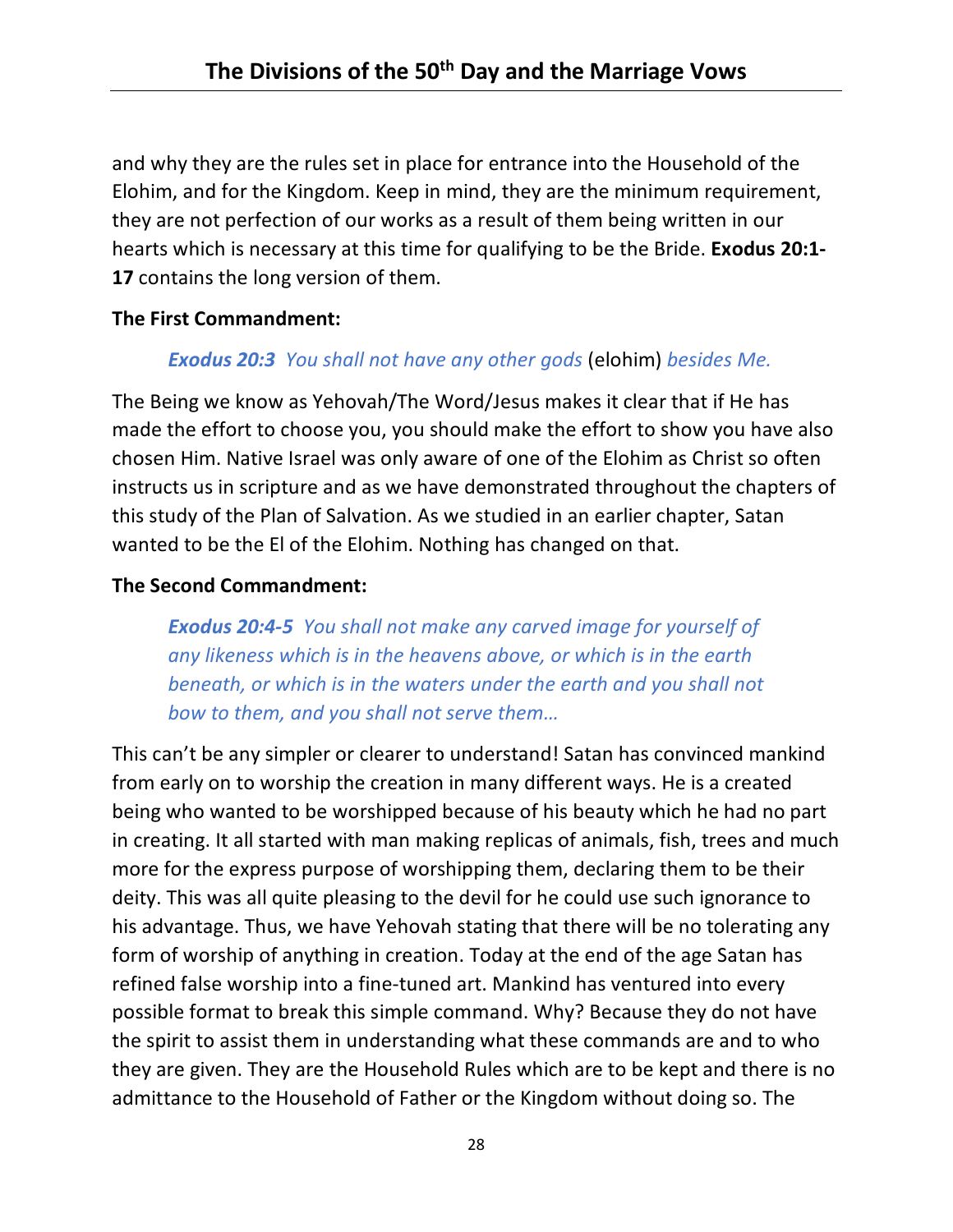and why they are the rules set in place for entrance into the Household of the Elohim, and for the Kingdom. Keep in mind, they are the minimum requirement, they are not perfection of our works as a result of them being written in our hearts which is necessary at this time for qualifying to be the Bride. **Exodus 20:1-17** contains the long version of them.

**The First Commandment:**

> ***Exodus 20:3*** *You shall not have any other gods* (elohim) *besides Me.*

The Being we know as Yehovah/The Word/Jesus makes it clear that if He has made the effort to choose you, you should make the effort to show you have also chosen Him. Native Israel was only aware of one of the Elohim as Christ so often instructs us in scripture and as we have demonstrated throughout the chapters of this study of the Plan of Salvation. As we studied in an earlier chapter, Satan wanted to be the El of the Elohim. Nothing has changed on that.

**The Second Commandment:**

> ***Exodus 20:4-5*** *You shall not make any carved image for yourself of any likeness which is in the heavens above, or which is in the earth beneath, or which is in the waters under the earth and you shall not bow to them, and you shall not serve them…*

This can't be any simpler or clearer to understand! Satan has convinced mankind from early on to worship the creation in many different ways. He is a created being who wanted to be worshipped because of his beauty which he had no part in creating. It all started with man making replicas of animals, fish, trees and much more for the express purpose of worshipping them, declaring them to be their deity. This was all quite pleasing to the devil for he could use such ignorance to his advantage. Thus, we have Yehovah stating that there will be no tolerating any form of worship of anything in creation. Today at the end of the age Satan has refined false worship into a fine-tuned art. Mankind has ventured into every possible format to break this simple command. Why? Because they do not have the spirit to assist them in understanding what these commands are and to who they are given. They are the Household Rules which are to be kept and there is no admittance to the Household of Father or the Kingdom without doing so. The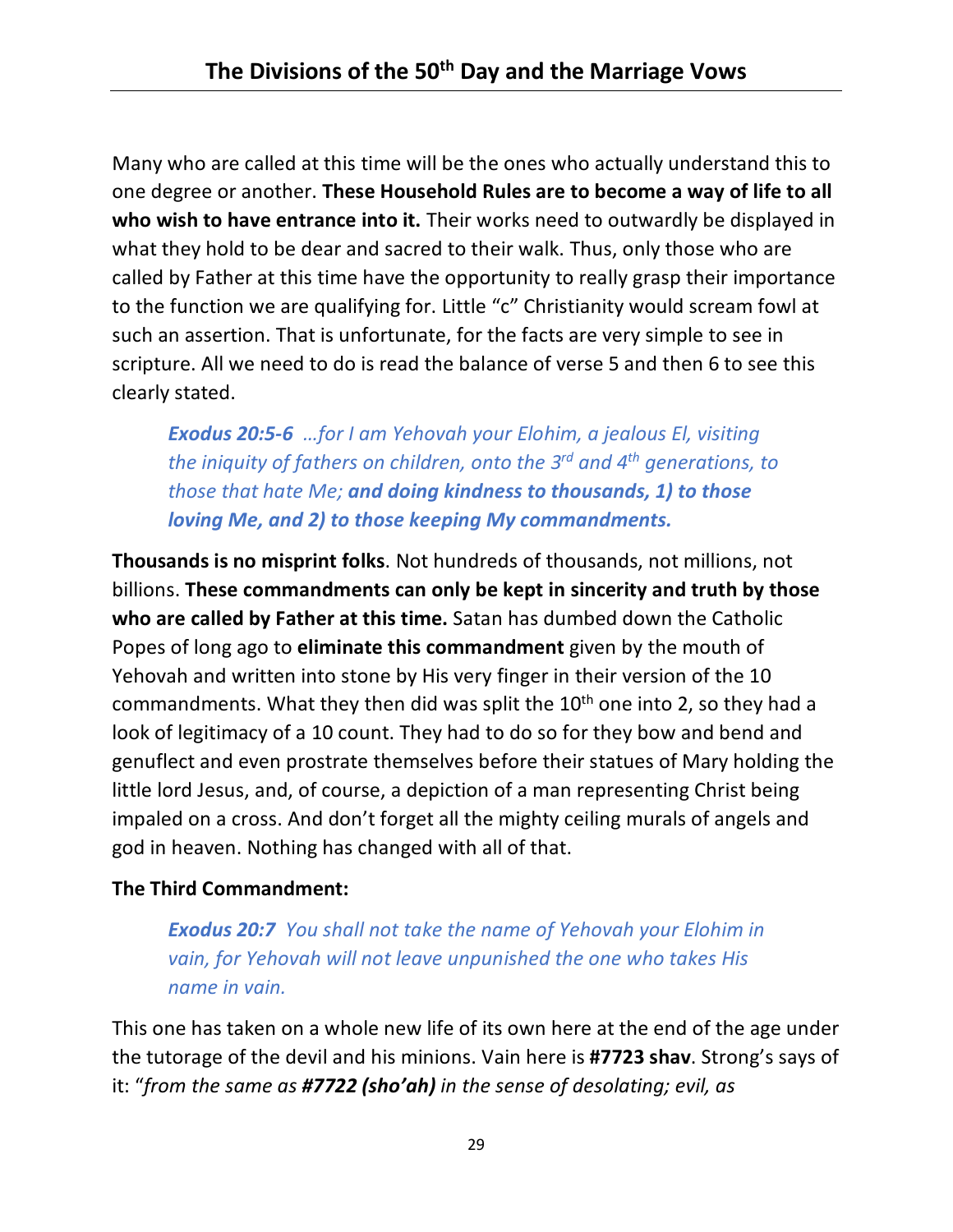Many who are called at this time will be the ones who actually understand this to one degree or another. **These Household Rules are to become a way of life to all who wish to have entrance into it.** Their works need to outwardly be displayed in what they hold to be dear and sacred to their walk. Thus, only those who are called by Father at this time have the opportunity to really grasp their importance to the function we are qualifying for. Little "c" Christianity would scream fowl at such an assertion. That is unfortunate, for the facts are very simple to see in scripture. All we need to do is read the balance of verse 5 and then 6 to see this clearly stated.

> ***Exodus 20:5-6*** *…for I am Yehovah your Elohim, a jealous El, visiting the iniquity of fathers on children, onto the 3rd and 4th generations, to those that hate Me;* ***and doing kindness to thousands, 1) to those loving Me, and 2) to those keeping My commandments.***

**Thousands is no misprint folks**. Not hundreds of thousands, not millions, not billions. **These commandments can only be kept in sincerity and truth by those who are called by Father at this time.** Satan has dumbed down the Catholic Popes of long ago to **eliminate this commandment** given by the mouth of Yehovah and written into stone by His very finger in their version of the 10 commandments. What they then did was split the 10th one into 2, so they had a look of legitimacy of a 10 count. They had to do so for they bow and bend and genuflect and even prostrate themselves before their statues of Mary holding the little lord Jesus, and, of course, a depiction of a man representing Christ being impaled on a cross. And don't forget all the mighty ceiling murals of angels and god in heaven. Nothing has changed with all of that.

**The Third Commandment:**

> ***Exodus 20:7*** *You shall not take the name of Yehovah your Elohim in vain, for Yehovah will not leave unpunished the one who takes His name in vain.*

This one has taken on a whole new life of its own here at the end of the age under the tutorage of the devil and his minions. Vain here is **#7723 shav**. Strong's says of it: "*from the same as **#7722 (sho'ah)** in the sense of desolating; evil, as*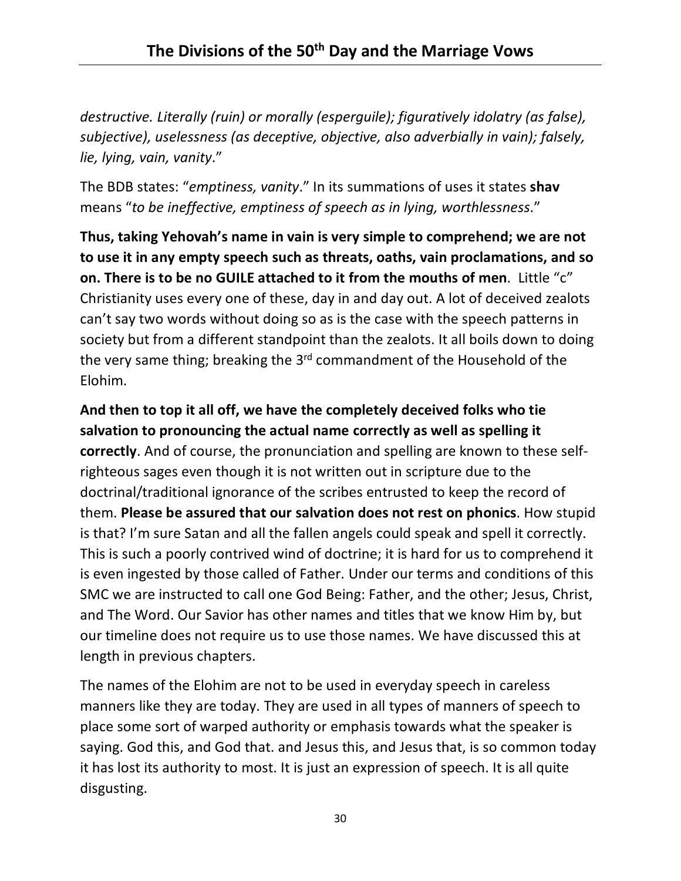*destructive. Literally (ruin) or morally (esperguile); figuratively idolatry (as false), subjective), uselessness (as deceptive, objective, also adverbially in vain); falsely, lie, lying, vain, vanity*."

The BDB states: "*emptiness, vanity*." In its summations of uses it states **shav** means "*to be ineffective, emptiness of speech as in lying, worthlessness*."

**Thus, taking Yehovah's name in vain is very simple to comprehend; we are not to use it in any empty speech such as threats, oaths, vain proclamations, and so on. There is to be no GUILE attached to it from the mouths of men**. Little "c" Christianity uses every one of these, day in and day out. A lot of deceived zealots can't say two words without doing so as is the case with the speech patterns in society but from a different standpoint than the zealots. It all boils down to doing the very same thing; breaking the 3rd commandment of the Household of the Elohim.

**And then to top it all off, we have the completely deceived folks who tie salvation to pronouncing the actual name correctly as well as spelling it correctly**. And of course, the pronunciation and spelling are known to these self-righteous sages even though it is not written out in scripture due to the doctrinal/traditional ignorance of the scribes entrusted to keep the record of them. **Please be assured that our salvation does not rest on phonics**. How stupid is that? I'm sure Satan and all the fallen angels could speak and spell it correctly. This is such a poorly contrived wind of doctrine; it is hard for us to comprehend it is even ingested by those called of Father. Under our terms and conditions of this SMC we are instructed to call one God Being: Father, and the other; Jesus, Christ, and The Word. Our Savior has other names and titles that we know Him by, but our timeline does not require us to use those names. We have discussed this at length in previous chapters.

The names of the Elohim are not to be used in everyday speech in careless manners like they are today. They are used in all types of manners of speech to place some sort of warped authority or emphasis towards what the speaker is saying. God this, and God that. and Jesus this, and Jesus that, is so common today it has lost its authority to most. It is just an expression of speech. It is all quite disgusting.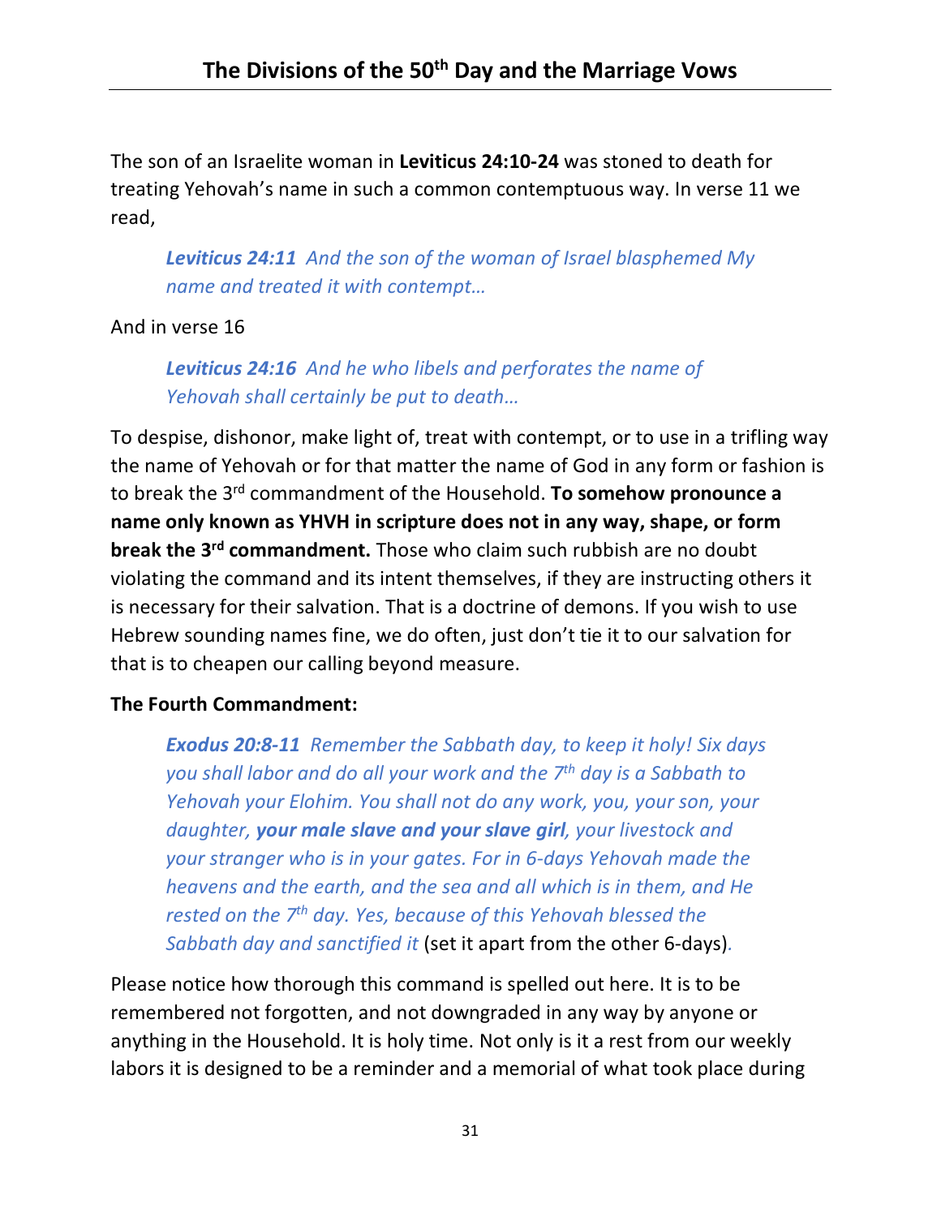The son of an Israelite woman in **Leviticus 24:10-24** was stoned to death for treating Yehovah's name in such a common contemptuous way. In verse 11 we read,

> ***Leviticus 24:11*** *And the son of the woman of Israel blasphemed My name and treated it with contempt…*

And in verse 16

> ***Leviticus 24:16*** *And he who libels and perforates the name of Yehovah shall certainly be put to death…*

To despise, dishonor, make light of, treat with contempt, or to use in a trifling way the name of Yehovah or for that matter the name of God in any form or fashion is to break the 3rd commandment of the Household. **To somehow pronounce a name only known as YHVH in scripture does not in any way, shape, or form break the 3rd commandment.** Those who claim such rubbish are no doubt violating the command and its intent themselves, if they are instructing others it is necessary for their salvation. That is a doctrine of demons. If you wish to use Hebrew sounding names fine, we do often, just don't tie it to our salvation for that is to cheapen our calling beyond measure.

**The Fourth Commandment:**

> ***Exodus 20:8-11*** *Remember the Sabbath day, to keep it holy! Six days you shall labor and do all your work and the 7th day is a Sabbath to Yehovah your Elohim. You shall not do any work, you, your son, your daughter,* ***your male slave and your slave girl****, your livestock and your stranger who is in your gates. For in 6-days Yehovah made the heavens and the earth, and the sea and all which is in them, and He rested on the 7th day. Yes, because of this Yehovah blessed the Sabbath day and sanctified it* (set it apart from the other 6-days).

Please notice how thorough this command is spelled out here. It is to be remembered not forgotten, and not downgraded in any way by anyone or anything in the Household. It is holy time. Not only is it a rest from our weekly labors it is designed to be a reminder and a memorial of what took place during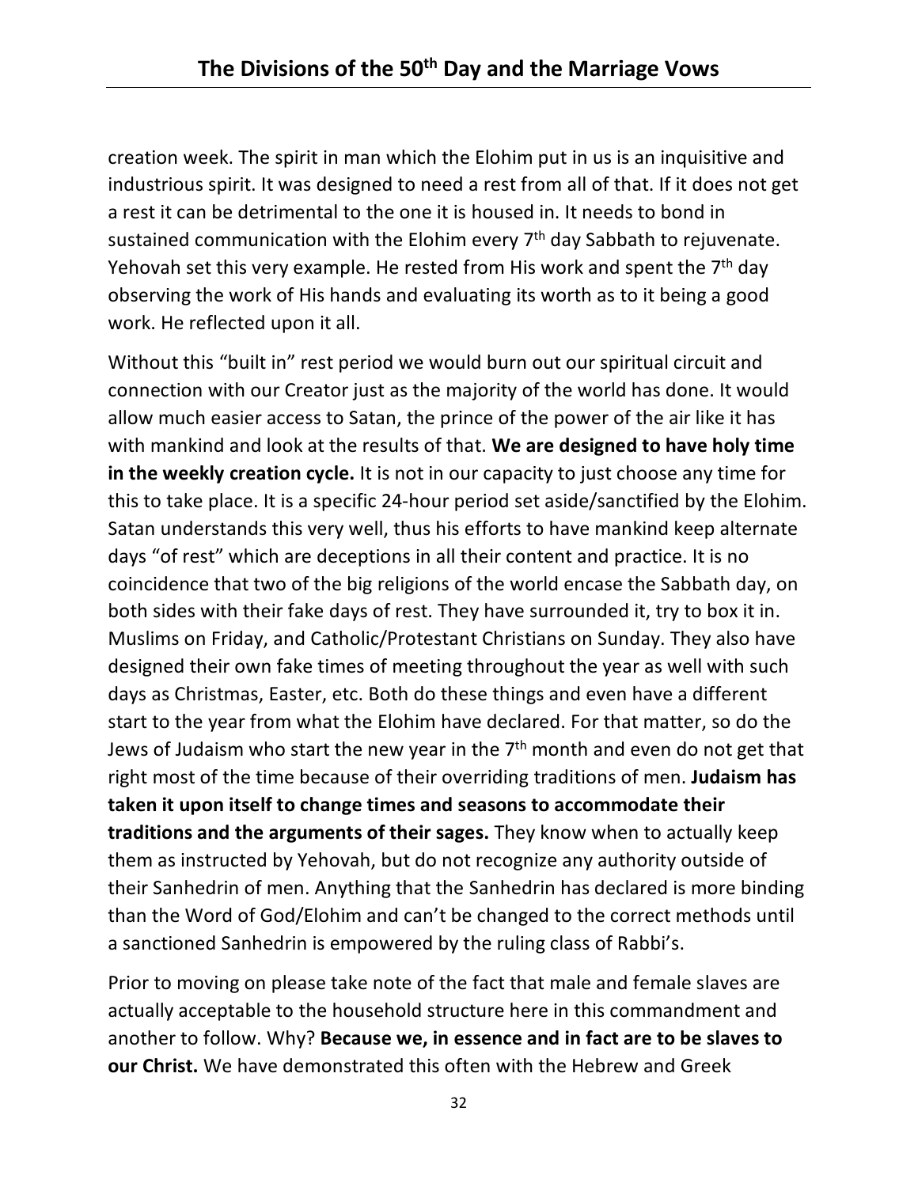creation week. The spirit in man which the Elohim put in us is an inquisitive and industrious spirit. It was designed to need a rest from all of that. If it does not get a rest it can be detrimental to the one it is housed in. It needs to bond in sustained communication with the Elohim every 7th day Sabbath to rejuvenate. Yehovah set this very example. He rested from His work and spent the 7th day observing the work of His hands and evaluating its worth as to it being a good work. He reflected upon it all.

Without this "built in" rest period we would burn out our spiritual circuit and connection with our Creator just as the majority of the world has done. It would allow much easier access to Satan, the prince of the power of the air like it has with mankind and look at the results of that. **We are designed to have holy time in the weekly creation cycle.** It is not in our capacity to just choose any time for this to take place. It is a specific 24-hour period set aside/sanctified by the Elohim. Satan understands this very well, thus his efforts to have mankind keep alternate days "of rest" which are deceptions in all their content and practice. It is no coincidence that two of the big religions of the world encase the Sabbath day, on both sides with their fake days of rest. They have surrounded it, try to box it in. Muslims on Friday, and Catholic/Protestant Christians on Sunday. They also have designed their own fake times of meeting throughout the year as well with such days as Christmas, Easter, etc. Both do these things and even have a different start to the year from what the Elohim have declared. For that matter, so do the Jews of Judaism who start the new year in the 7th month and even do not get that right most of the time because of their overriding traditions of men. **Judaism has taken it upon itself to change times and seasons to accommodate their traditions and the arguments of their sages.** They know when to actually keep them as instructed by Yehovah, but do not recognize any authority outside of their Sanhedrin of men. Anything that the Sanhedrin has declared is more binding than the Word of God/Elohim and can't be changed to the correct methods until a sanctioned Sanhedrin is empowered by the ruling class of Rabbi's.

Prior to moving on please take note of the fact that male and female slaves are actually acceptable to the household structure here in this commandment and another to follow. Why? **Because we, in essence and in fact are to be slaves to our Christ.** We have demonstrated this often with the Hebrew and Greek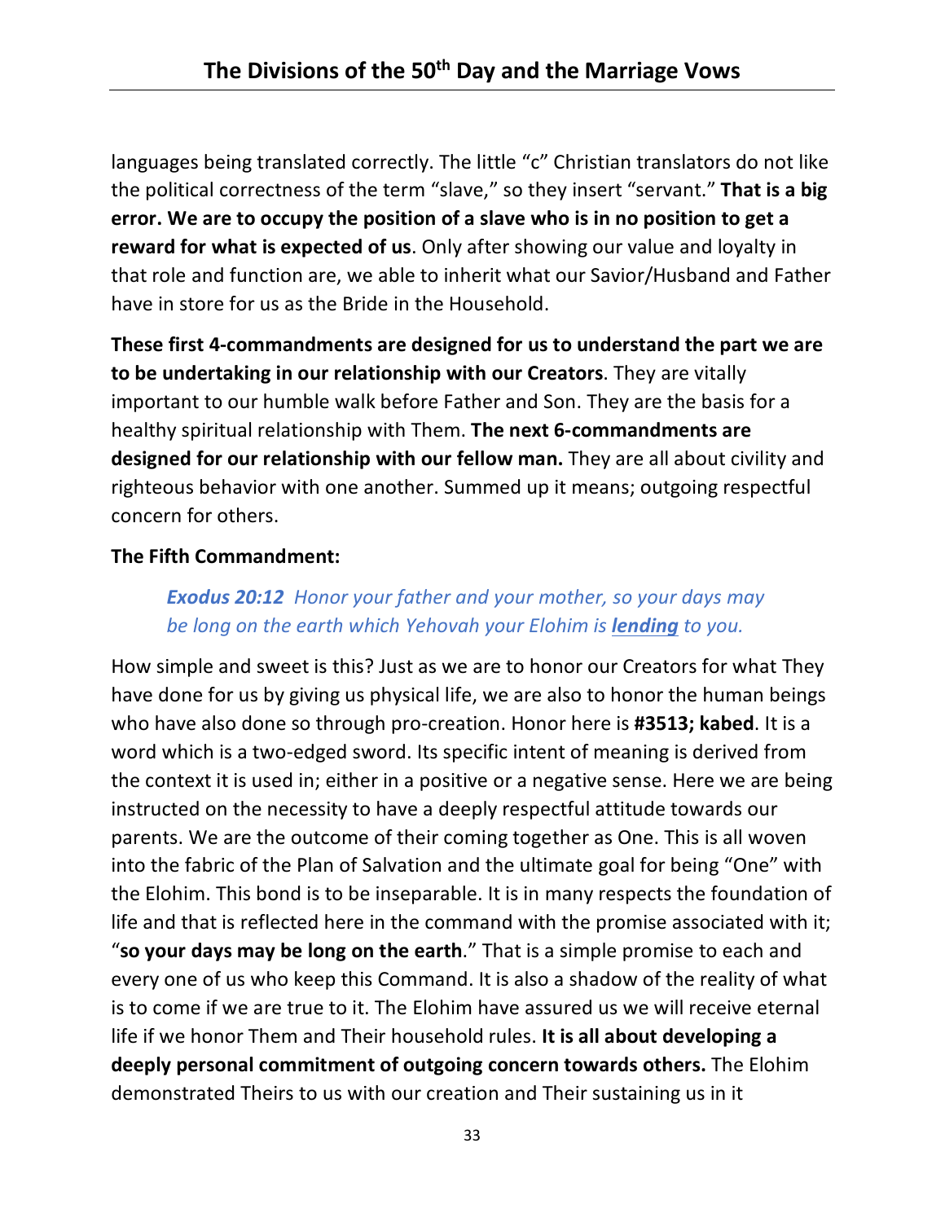languages being translated correctly. The little "c" Christian translators do not like the political correctness of the term "slave," so they insert "servant." **That is a big error. We are to occupy the position of a slave who is in no position to get a reward for what is expected of us**. Only after showing our value and loyalty in that role and function are, we able to inherit what our Savior/Husband and Father have in store for us as the Bride in the Household.

**These first 4-commandments are designed for us to understand the part we are to be undertaking in our relationship with our Creators**. They are vitally important to our humble walk before Father and Son. They are the basis for a healthy spiritual relationship with Them. **The next 6-commandments are designed for our relationship with our fellow man.** They are all about civility and righteous behavior with one another. Summed up it means; outgoing respectful concern for others.

**The Fifth Commandment:**

> ***Exodus 20:12*** *Honor your father and your mother, so your days may be long on the earth which Yehovah your Elohim is* ***lending*** *to you.*

How simple and sweet is this? Just as we are to honor our Creators for what They have done for us by giving us physical life, we are also to honor the human beings who have also done so through pro-creation. Honor here is **#3513; kabed**. It is a word which is a two-edged sword. Its specific intent of meaning is derived from the context it is used in; either in a positive or a negative sense. Here we are being instructed on the necessity to have a deeply respectful attitude towards our parents. We are the outcome of their coming together as One. This is all woven into the fabric of the Plan of Salvation and the ultimate goal for being "One" with the Elohim. This bond is to be inseparable. It is in many respects the foundation of life and that is reflected here in the command with the promise associated with it; "**so your days may be long on the earth**." That is a simple promise to each and every one of us who keep this Command. It is also a shadow of the reality of what is to come if we are true to it. The Elohim have assured us we will receive eternal life if we honor Them and Their household rules. **It is all about developing a deeply personal commitment of outgoing concern towards others.** The Elohim demonstrated Theirs to us with our creation and Their sustaining us in it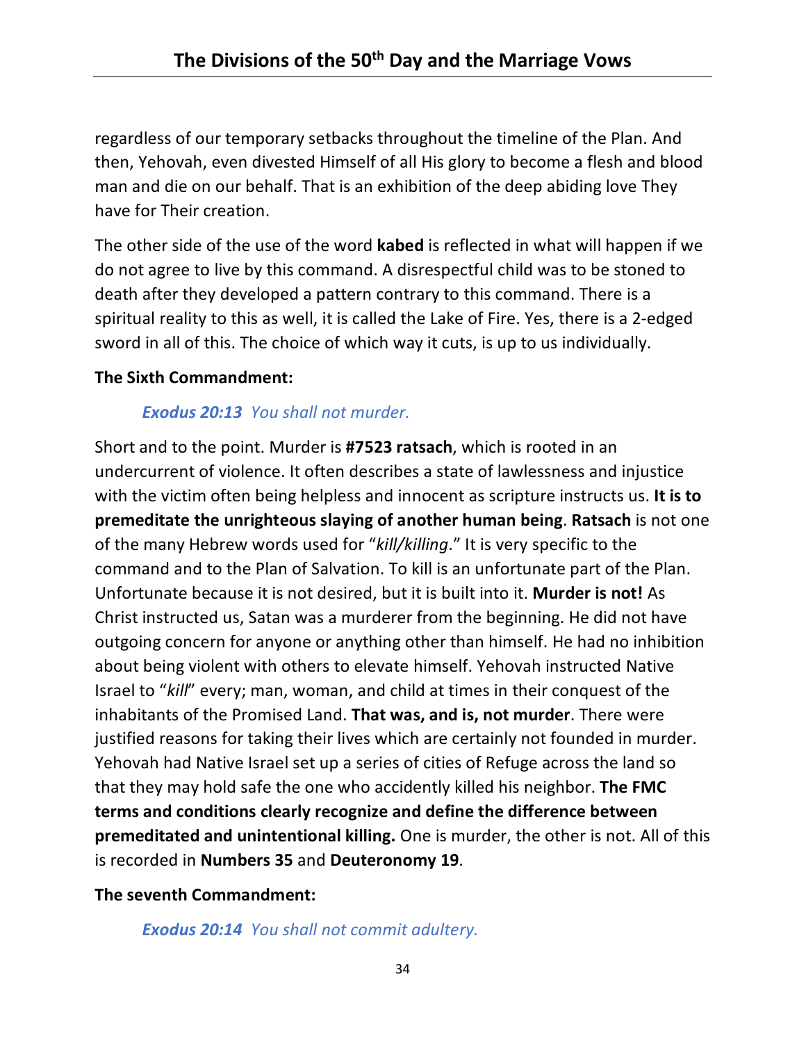regardless of our temporary setbacks throughout the timeline of the Plan. And then, Yehovah, even divested Himself of all His glory to become a flesh and blood man and die on our behalf. That is an exhibition of the deep abiding love They have for Their creation.

The other side of the use of the word **kabed** is reflected in what will happen if we do not agree to live by this command. A disrespectful child was to be stoned to death after they developed a pattern contrary to this command. There is a spiritual reality to this as well, it is called the Lake of Fire. Yes, there is a 2-edged sword in all of this. The choice of which way it cuts, is up to us individually.

**The Sixth Commandment:**

> ***Exodus 20:13*** *You shall not murder.*

Short and to the point. Murder is **#7523 ratsach**, which is rooted in an undercurrent of violence. It often describes a state of lawlessness and injustice with the victim often being helpless and innocent as scripture instructs us. **It is to premeditate the unrighteous slaying of another human being**. **Ratsach** is not one of the many Hebrew words used for "*kill/killing*." It is very specific to the command and to the Plan of Salvation. To kill is an unfortunate part of the Plan. Unfortunate because it is not desired, but it is built into it. **Murder is not!** As Christ instructed us, Satan was a murderer from the beginning. He did not have outgoing concern for anyone or anything other than himself. He had no inhibition about being violent with others to elevate himself. Yehovah instructed Native Israel to "*kill*" every; man, woman, and child at times in their conquest of the inhabitants of the Promised Land. **That was, and is, not murder**. There were justified reasons for taking their lives which are certainly not founded in murder. Yehovah had Native Israel set up a series of cities of Refuge across the land so that they may hold safe the one who accidently killed his neighbor. **The FMC terms and conditions clearly recognize and define the difference between premeditated and unintentional killing.** One is murder, the other is not. All of this is recorded in **Numbers 35** and **Deuteronomy 19**.

**The seventh Commandment:**

> ***Exodus 20:14*** *You shall not commit adultery.*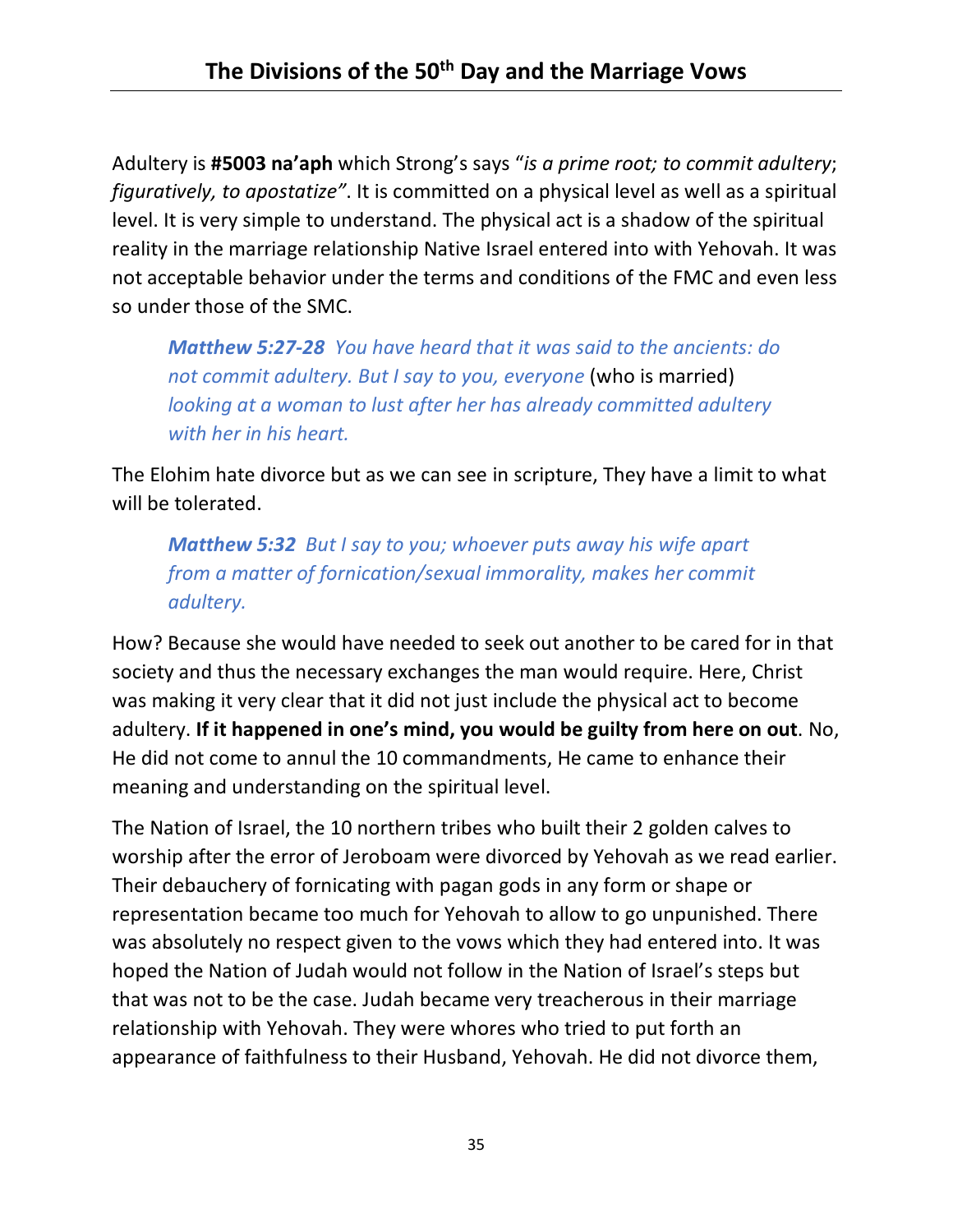Adultery is **#5003 na'aph** which Strong's says "*is a prime root; to commit adultery*; *figuratively, to apostatize"*. It is committed on a physical level as well as a spiritual level. It is very simple to understand. The physical act is a shadow of the spiritual reality in the marriage relationship Native Israel entered into with Yehovah. It was not acceptable behavior under the terms and conditions of the FMC and even less so under those of the SMC.

> ***Matthew 5:27-28*** *You have heard that it was said to the ancients: do not commit adultery. But I say to you, everyone* (who is married) *looking at a woman to lust after her has already committed adultery with her in his heart.*

The Elohim hate divorce but as we can see in scripture, They have a limit to what will be tolerated.

> ***Matthew 5:32*** *But I say to you; whoever puts away his wife apart from a matter of fornication/sexual immorality, makes her commit adultery.*

How? Because she would have needed to seek out another to be cared for in that society and thus the necessary exchanges the man would require. Here, Christ was making it very clear that it did not just include the physical act to become adultery. **If it happened in one's mind, you would be guilty from here on out**. No, He did not come to annul the 10 commandments, He came to enhance their meaning and understanding on the spiritual level.

The Nation of Israel, the 10 northern tribes who built their 2 golden calves to worship after the error of Jeroboam were divorced by Yehovah as we read earlier. Their debauchery of fornicating with pagan gods in any form or shape or representation became too much for Yehovah to allow to go unpunished. There was absolutely no respect given to the vows which they had entered into. It was hoped the Nation of Judah would not follow in the Nation of Israel's steps but that was not to be the case. Judah became very treacherous in their marriage relationship with Yehovah. They were whores who tried to put forth an appearance of faithfulness to their Husband, Yehovah. He did not divorce them,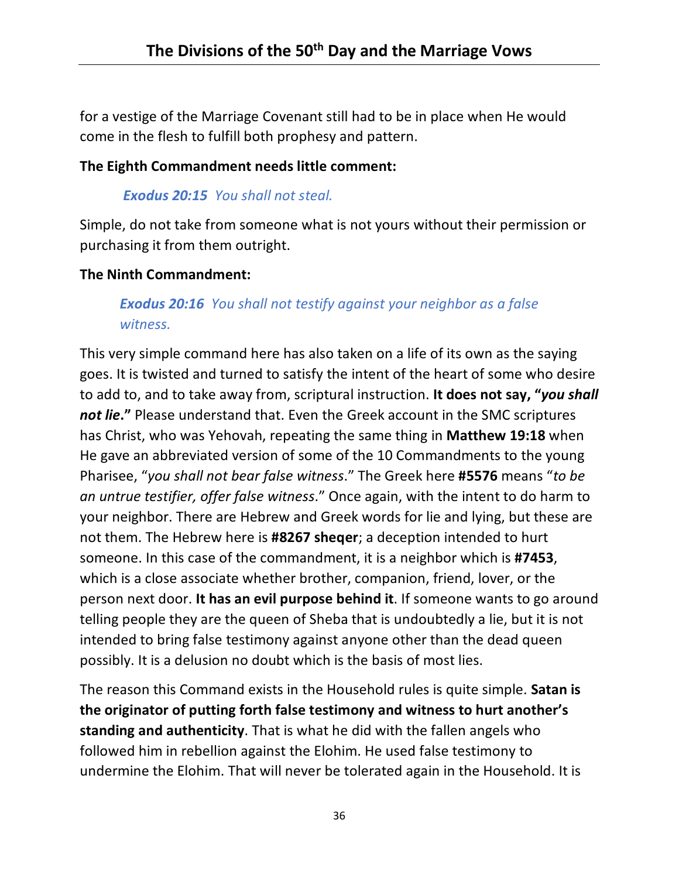for a vestige of the Marriage Covenant still had to be in place when He would come in the flesh to fulfill both prophesy and pattern.

**The Eighth Commandment needs little comment:**

> ***Exodus 20:15*** *You shall not steal.*

Simple, do not take from someone what is not yours without their permission or purchasing it from them outright.

**The Ninth Commandment:**

> ***Exodus 20:16*** *You shall not testify against your neighbor as a false witness.*

This very simple command here has also taken on a life of its own as the saying goes. It is twisted and turned to satisfy the intent of the heart of some who desire to add to, and to take away from, scriptural instruction. **It does not say, "*you shall not lie*."** Please understand that. Even the Greek account in the SMC scriptures has Christ, who was Yehovah, repeating the same thing in **Matthew 19:18** when He gave an abbreviated version of some of the 10 Commandments to the young Pharisee, "*you shall not bear false witness*." The Greek here **#5576** means "*to be an untrue testifier, offer false witness*." Once again, with the intent to do harm to your neighbor. There are Hebrew and Greek words for lie and lying, but these are not them. The Hebrew here is **#8267 sheqer**; a deception intended to hurt someone. In this case of the commandment, it is a neighbor which is **#7453**, which is a close associate whether brother, companion, friend, lover, or the person next door. **It has an evil purpose behind it**. If someone wants to go around telling people they are the queen of Sheba that is undoubtedly a lie, but it is not intended to bring false testimony against anyone other than the dead queen possibly. It is a delusion no doubt which is the basis of most lies.

The reason this Command exists in the Household rules is quite simple. **Satan is the originator of putting forth false testimony and witness to hurt another's standing and authenticity**. That is what he did with the fallen angels who followed him in rebellion against the Elohim. He used false testimony to undermine the Elohim. That will never be tolerated again in the Household. It is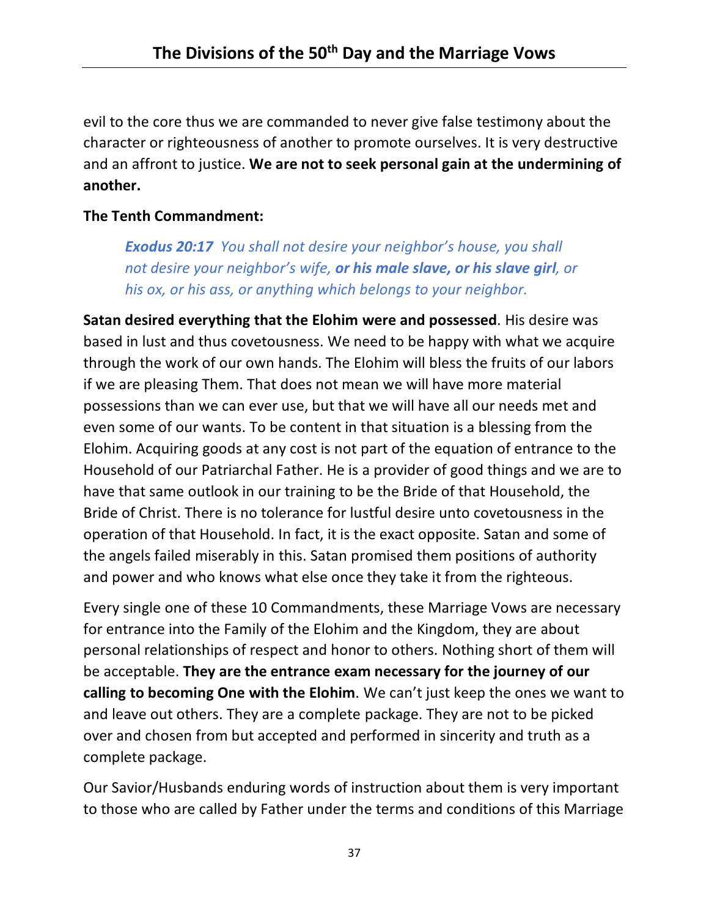evil to the core thus we are commanded to never give false testimony about the character or righteousness of another to promote ourselves. It is very destructive and an affront to justice. **We are not to seek personal gain at the undermining of another.**

**The Tenth Commandment:**

> ***Exodus 20:17*** *You shall not desire your neighbor's house, you shall not desire your neighbor's wife,* ***or his male slave, or his slave girl****, or his ox, or his ass, or anything which belongs to your neighbor.*

**Satan desired everything that the Elohim were and possessed**. His desire was based in lust and thus covetousness. We need to be happy with what we acquire through the work of our own hands. The Elohim will bless the fruits of our labors if we are pleasing Them. That does not mean we will have more material possessions than we can ever use, but that we will have all our needs met and even some of our wants. To be content in that situation is a blessing from the Elohim. Acquiring goods at any cost is not part of the equation of entrance to the Household of our Patriarchal Father. He is a provider of good things and we are to have that same outlook in our training to be the Bride of that Household, the Bride of Christ. There is no tolerance for lustful desire unto covetousness in the operation of that Household. In fact, it is the exact opposite. Satan and some of the angels failed miserably in this. Satan promised them positions of authority and power and who knows what else once they take it from the righteous.

Every single one of these 10 Commandments, these Marriage Vows are necessary for entrance into the Family of the Elohim and the Kingdom, they are about personal relationships of respect and honor to others. Nothing short of them will be acceptable. **They are the entrance exam necessary for the journey of our calling to becoming One with the Elohim**. We can't just keep the ones we want to and leave out others. They are a complete package. They are not to be picked over and chosen from but accepted and performed in sincerity and truth as a complete package.

Our Savior/Husbands enduring words of instruction about them is very important to those who are called by Father under the terms and conditions of this Marriage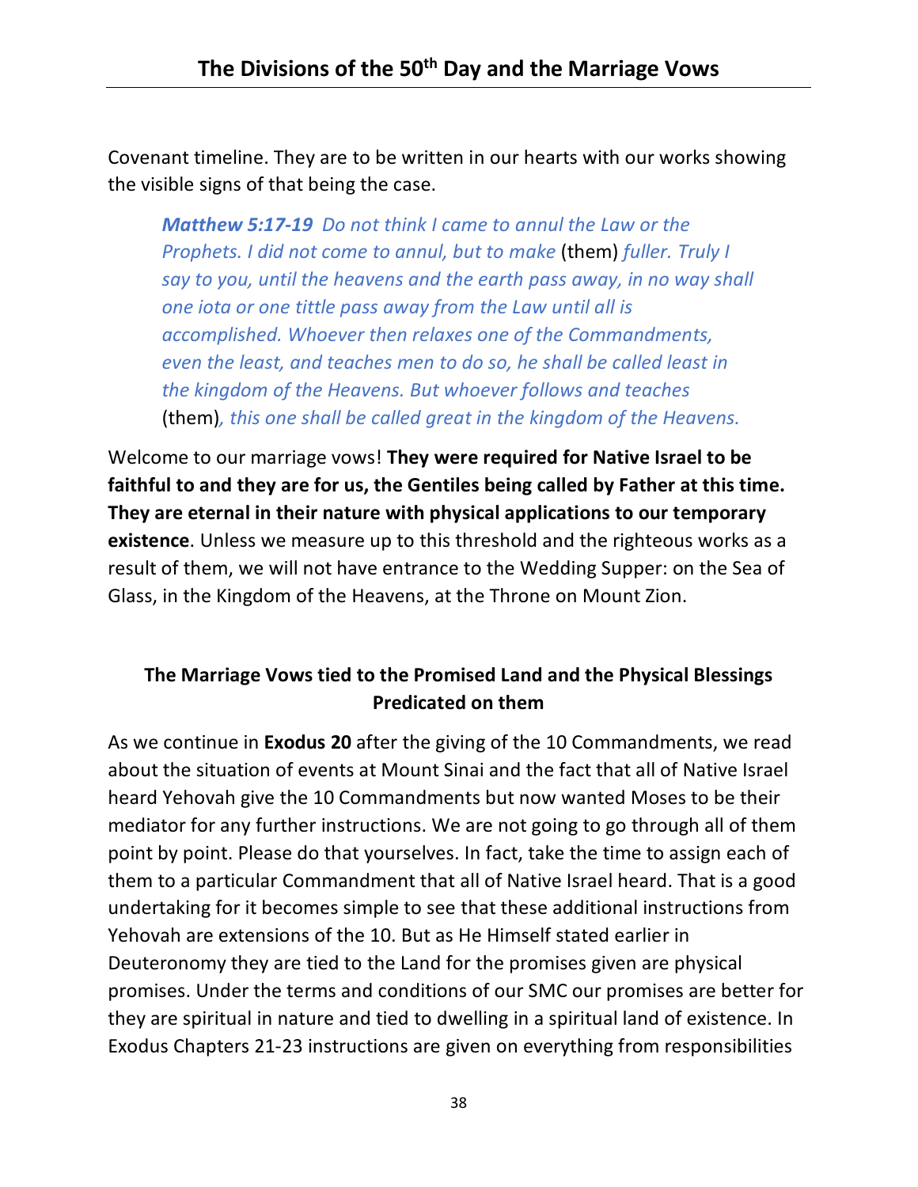Covenant timeline. They are to be written in our hearts with our works showing the visible signs of that being the case.

> ***Matthew 5:17-19*** *Do not think I came to annul the Law or the Prophets. I did not come to annul, but to make* (them) *fuller. Truly I say to you, until the heavens and the earth pass away, in no way shall one iota or one tittle pass away from the Law until all is accomplished. Whoever then relaxes one of the Commandments, even the least, and teaches men to do so, he shall be called least in the kingdom of the Heavens. But whoever follows and teaches* (them)*, this one shall be called great in the kingdom of the Heavens.*

Welcome to our marriage vows! **They were required for Native Israel to be faithful to and they are for us, the Gentiles being called by Father at this time. They are eternal in their nature with physical applications to our temporary existence**. Unless we measure up to this threshold and the righteous works as a result of them, we will not have entrance to the Wedding Supper: on the Sea of Glass, in the Kingdom of the Heavens, at the Throne on Mount Zion.

## The Marriage Vows tied to the Promised Land and the Physical Blessings Predicated on them

As we continue in **Exodus 20** after the giving of the 10 Commandments, we read about the situation of events at Mount Sinai and the fact that all of Native Israel heard Yehovah give the 10 Commandments but now wanted Moses to be their mediator for any further instructions. We are not going to go through all of them point by point. Please do that yourselves. In fact, take the time to assign each of them to a particular Commandment that all of Native Israel heard. That is a good undertaking for it becomes simple to see that these additional instructions from Yehovah are extensions of the 10. But as He Himself stated earlier in Deuteronomy they are tied to the Land for the promises given are physical promises. Under the terms and conditions of our SMC our promises are better for they are spiritual in nature and tied to dwelling in a spiritual land of existence. In Exodus Chapters 21-23 instructions are given on everything from responsibilities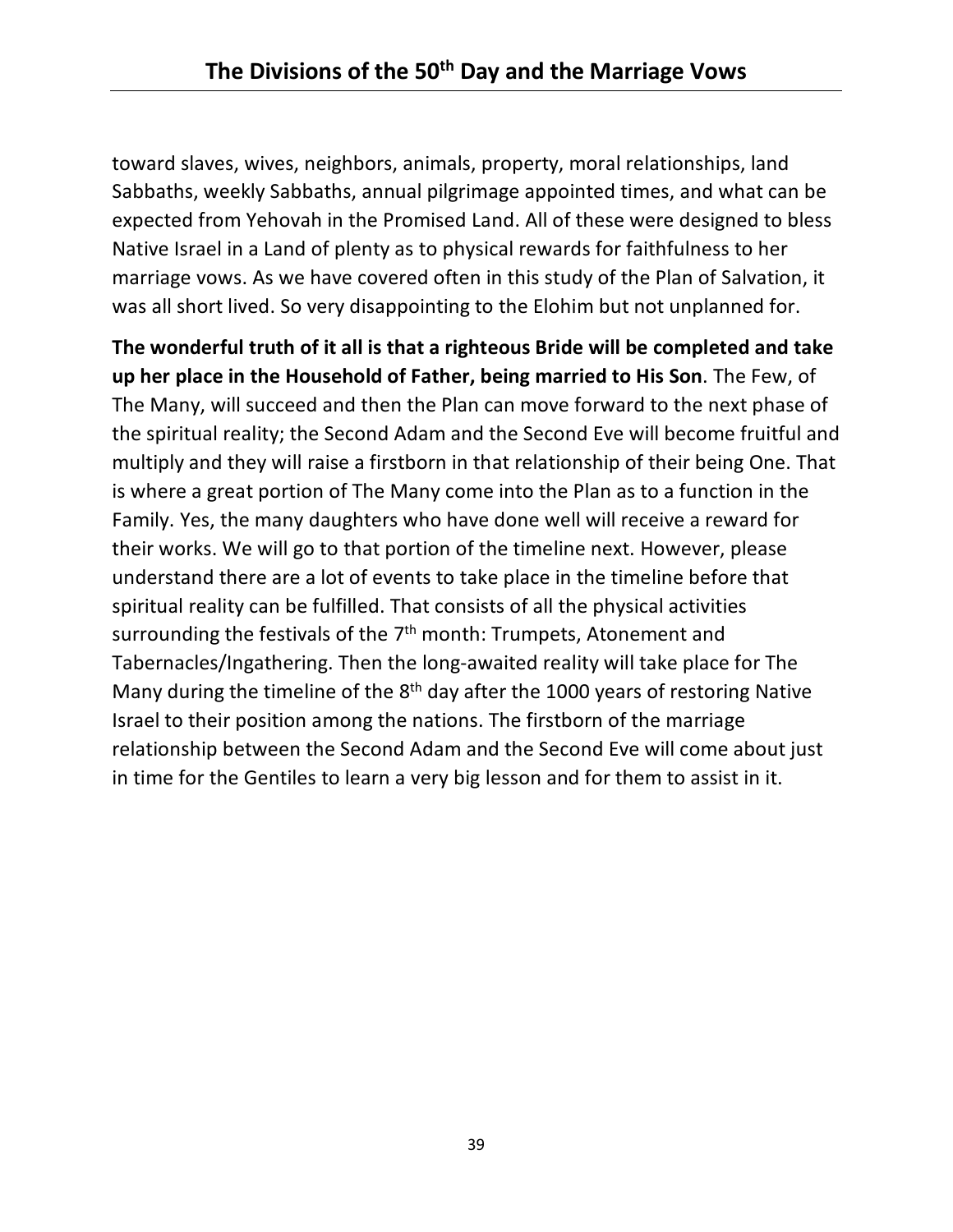toward slaves, wives, neighbors, animals, property, moral relationships, land Sabbaths, weekly Sabbaths, annual pilgrimage appointed times, and what can be expected from Yehovah in the Promised Land. All of these were designed to bless Native Israel in a Land of plenty as to physical rewards for faithfulness to her marriage vows. As we have covered often in this study of the Plan of Salvation, it was all short lived. So very disappointing to the Elohim but not unplanned for.

**The wonderful truth of it all is that a righteous Bride will be completed and take up her place in the Household of Father, being married to His Son**. The Few, of The Many, will succeed and then the Plan can move forward to the next phase of the spiritual reality; the Second Adam and the Second Eve will become fruitful and multiply and they will raise a firstborn in that relationship of their being One. That is where a great portion of The Many come into the Plan as to a function in the Family. Yes, the many daughters who have done well will receive a reward for their works. We will go to that portion of the timeline next. However, please understand there are a lot of events to take place in the timeline before that spiritual reality can be fulfilled. That consists of all the physical activities surrounding the festivals of the 7th month: Trumpets, Atonement and Tabernacles/Ingathering. Then the long-awaited reality will take place for The Many during the timeline of the 8th day after the 1000 years of restoring Native Israel to their position among the nations. The firstborn of the marriage relationship between the Second Adam and the Second Eve will come about just in time for the Gentiles to learn a very big lesson and for them to assist in it.